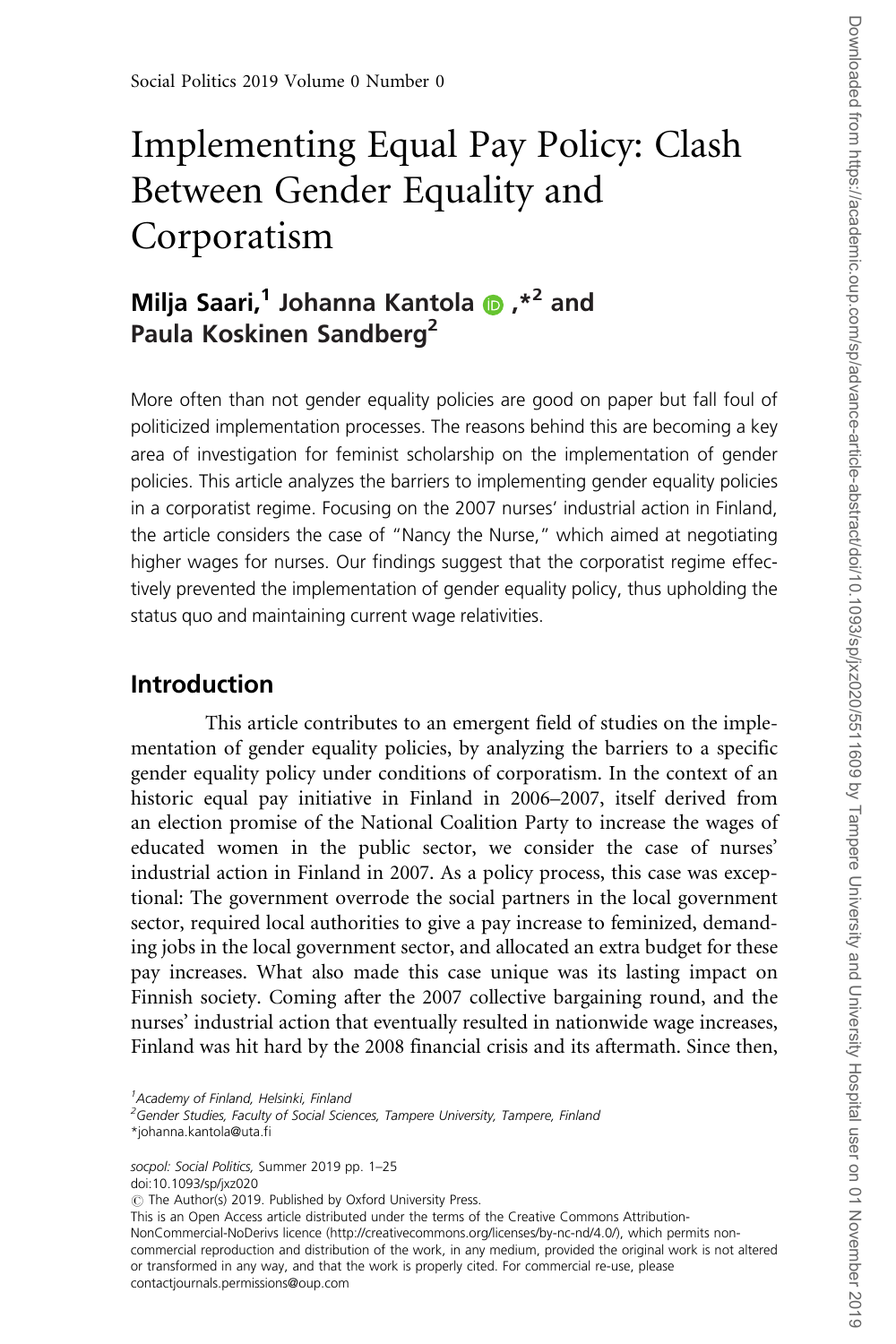# Implementing Equal Pay Policy: Clash Between Gender Equality and Corporatism

**Milja Saari,[1] Johanna Kantola ,*[2] and Paula Koskinen Sandberg[2]**

More often than not gender equality policies are good on paper but fall foul of politicized implementation processes. The reasons behind this are becoming a key area of investigation for feminist scholarship on the implementation of gender policies. This article analyzes the barriers to implementing gender equality policies in a corporatist regime. Focusing on the 2007 nurses' industrial action in Finland, the article considers the case of "Nancy the Nurse," which aimed at negotiating higher wages for nurses. Our findings suggest that the corporatist regime effectively prevented the implementation of gender equality policy, thus upholding the status quo and maintaining current wage relativities.

## Introduction

This article contributes to an emergent field of studies on the implementation of gender equality policies, by analyzing the barriers to a specific gender equality policy under conditions of corporatism. In the context of an historic equal pay initiative in Finland in 2006–2007, itself derived from an election promise of the National Coalition Party to increase the wages of educated women in the public sector, we consider the case of nurses' industrial action in Finland in 2007. As a policy process, this case was exceptional: The government overrode the social partners in the local government sector, required local authorities to give a pay increase to feminized, demanding jobs in the local government sector, and allocated an extra budget for these pay increases. What also made this case unique was its lasting impact on Finnish society. Coming after the 2007 collective bargaining round, and the nurses' industrial action that eventually resulted in nationwide wage increases, Finland was hit hard by the 2008 financial crisis and its aftermath. Since then,

[1]*Academy of Finland, Helsinki, Finland*
[2]*Gender Studies, Faculty of Social Sciences, Tampere University, Tampere, Finland*
*johanna.kantola@uta.fi

socpol: Social Politics, Summer 2019 pp. 1–25
doi:10.1093/sp/jxz020
© The Author(s) 2019. Published by Oxford University Press.
This is an Open Access article distributed under the terms of the Creative Commons Attribution-NonCommercial-NoDerivs licence (http://creativecommons.org/licenses/by-nc-nd/4.0/), which permits non-commercial reproduction and distribution of the work, in any medium, provided the original work is not altered or transformed in any way, and that the work is properly cited. For commercial re-use, please contactjournals.permissions@oup.com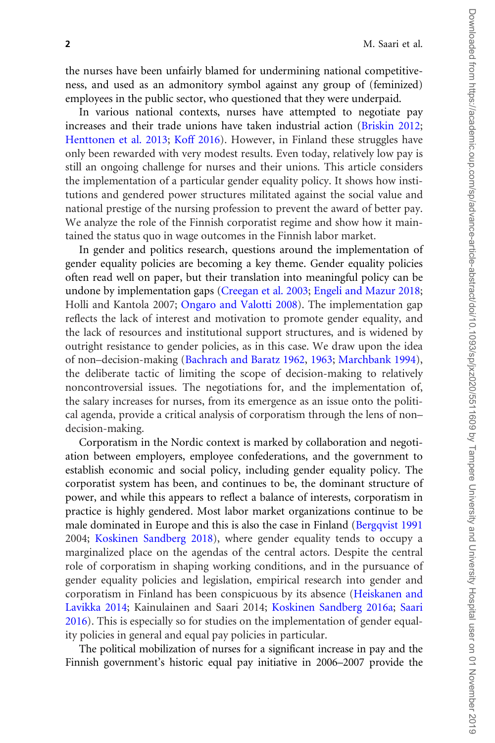the nurses have been unfairly blamed for undermining national competitiveness, and used as an admonitory symbol against any group of (feminized) employees in the public sector, who questioned that they were underpaid.

In various national contexts, nurses have attempted to negotiate pay increases and their trade unions have taken industrial action (Briskin 2012; Henttonen et al. 2013; Koff 2016). However, in Finland these struggles have only been rewarded with very modest results. Even today, relatively low pay is still an ongoing challenge for nurses and their unions. This article considers the implementation of a particular gender equality policy. It shows how institutions and gendered power structures militated against the social value and national prestige of the nursing profession to prevent the award of better pay. We analyze the role of the Finnish corporatist regime and show how it maintained the status quo in wage outcomes in the Finnish labor market.

In gender and politics research, questions around the implementation of gender equality policies are becoming a key theme. Gender equality policies often read well on paper, but their translation into meaningful policy can be undone by implementation gaps (Creegan et al. 2003; Engeli and Mazur 2018; Holli and Kantola 2007; Ongaro and Valotti 2008). The implementation gap reflects the lack of interest and motivation to promote gender equality, and the lack of resources and institutional support structures, and is widened by outright resistance to gender policies, as in this case. We draw upon the idea of non–decision-making (Bachrach and Baratz 1962, 1963; Marchbank 1994), the deliberate tactic of limiting the scope of decision-making to relatively noncontroversial issues. The negotiations for, and the implementation of, the salary increases for nurses, from its emergence as an issue onto the political agenda, provide a critical analysis of corporatism through the lens of non–decision-making.

Corporatism in the Nordic context is marked by collaboration and negotiation between employers, employee confederations, and the government to establish economic and social policy, including gender equality policy. The corporatist system has been, and continues to be, the dominant structure of power, and while this appears to reflect a balance of interests, corporatism in practice is highly gendered. Most labor market organizations continue to be male dominated in Europe and this is also the case in Finland (Bergqvist 1991 2004; Koskinen Sandberg 2018), where gender equality tends to occupy a marginalized place on the agendas of the central actors. Despite the central role of corporatism in shaping working conditions, and in the pursuance of gender equality policies and legislation, empirical research into gender and corporatism in Finland has been conspicuous by its absence (Heiskanen and Lavikka 2014; Kainulainen and Saari 2014; Koskinen Sandberg 2016a; Saari 2016). This is especially so for studies on the implementation of gender equality policies in general and equal pay policies in particular.

The political mobilization of nurses for a significant increase in pay and the Finnish government's historic equal pay initiative in 2006–2007 provide the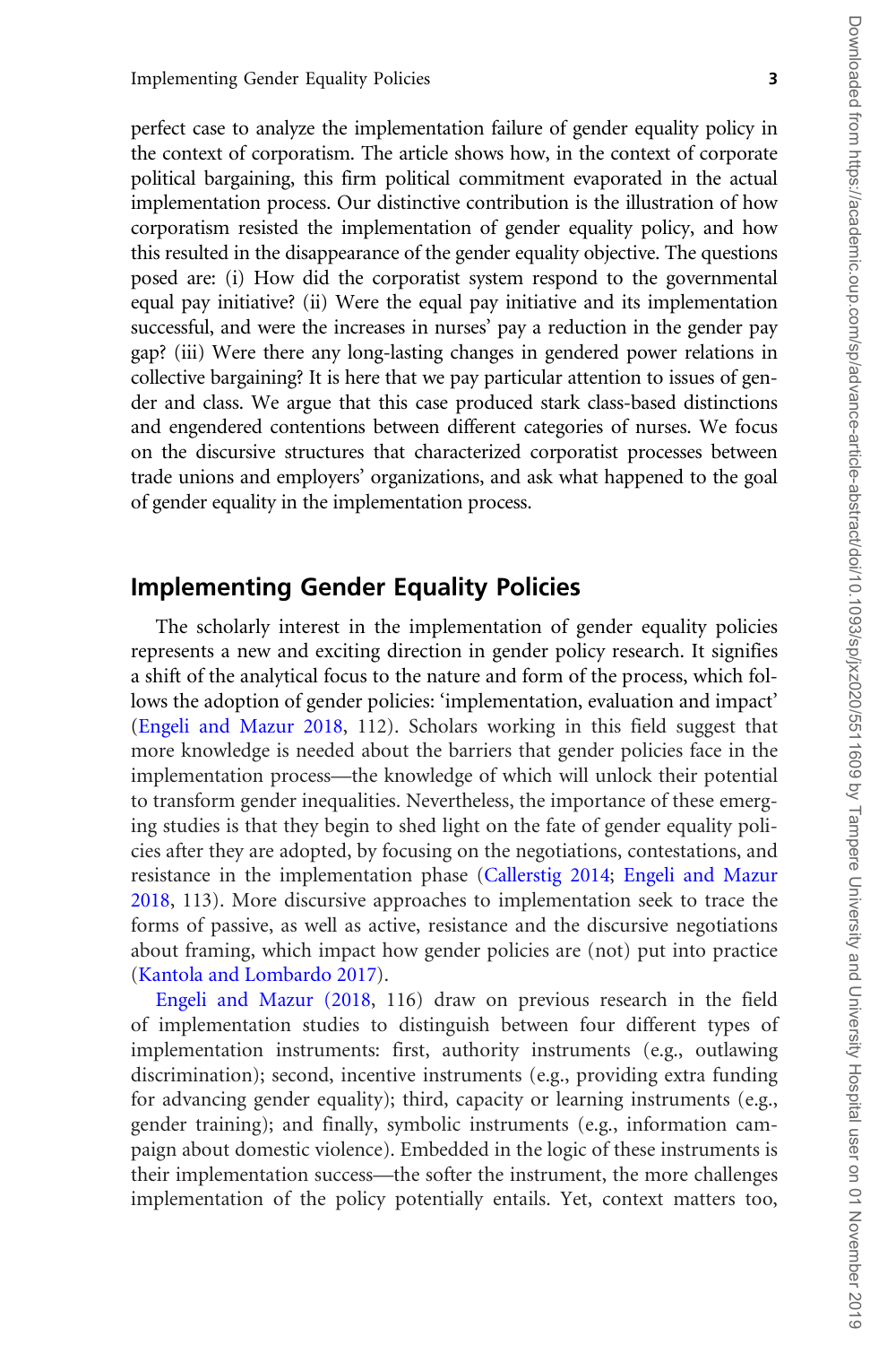perfect case to analyze the implementation failure of gender equality policy in the context of corporatism. The article shows how, in the context of corporate political bargaining, this firm political commitment evaporated in the actual implementation process. Our distinctive contribution is the illustration of how corporatism resisted the implementation of gender equality policy, and how this resulted in the disappearance of the gender equality objective. The questions posed are: (i) How did the corporatist system respond to the governmental equal pay initiative? (ii) Were the equal pay initiative and its implementation successful, and were the increases in nurses' pay a reduction in the gender pay gap? (iii) Were there any long-lasting changes in gendered power relations in collective bargaining? It is here that we pay particular attention to issues of gender and class. We argue that this case produced stark class-based distinctions and engendered contentions between different categories of nurses. We focus on the discursive structures that characterized corporatist processes between trade unions and employers' organizations, and ask what happened to the goal of gender equality in the implementation process.

## Implementing Gender Equality Policies

The scholarly interest in the implementation of gender equality policies represents a new and exciting direction in gender policy research. It signifies a shift of the analytical focus to the nature and form of the process, which follows the adoption of gender policies: 'implementation, evaluation and impact' (Engeli and Mazur 2018, 112). Scholars working in this field suggest that more knowledge is needed about the barriers that gender policies face in the implementation process—the knowledge of which will unlock their potential to transform gender inequalities. Nevertheless, the importance of these emerging studies is that they begin to shed light on the fate of gender equality policies after they are adopted, by focusing on the negotiations, contestations, and resistance in the implementation phase (Callerstig 2014; Engeli and Mazur 2018, 113). More discursive approaches to implementation seek to trace the forms of passive, as well as active, resistance and the discursive negotiations about framing, which impact how gender policies are (not) put into practice (Kantola and Lombardo 2017).

Engeli and Mazur (2018, 116) draw on previous research in the field of implementation studies to distinguish between four different types of implementation instruments: first, authority instruments (e.g., outlawing discrimination); second, incentive instruments (e.g., providing extra funding for advancing gender equality); third, capacity or learning instruments (e.g., gender training); and finally, symbolic instruments (e.g., information campaign about domestic violence). Embedded in the logic of these instruments is their implementation success—the softer the instrument, the more challenges implementation of the policy potentially entails. Yet, context matters too,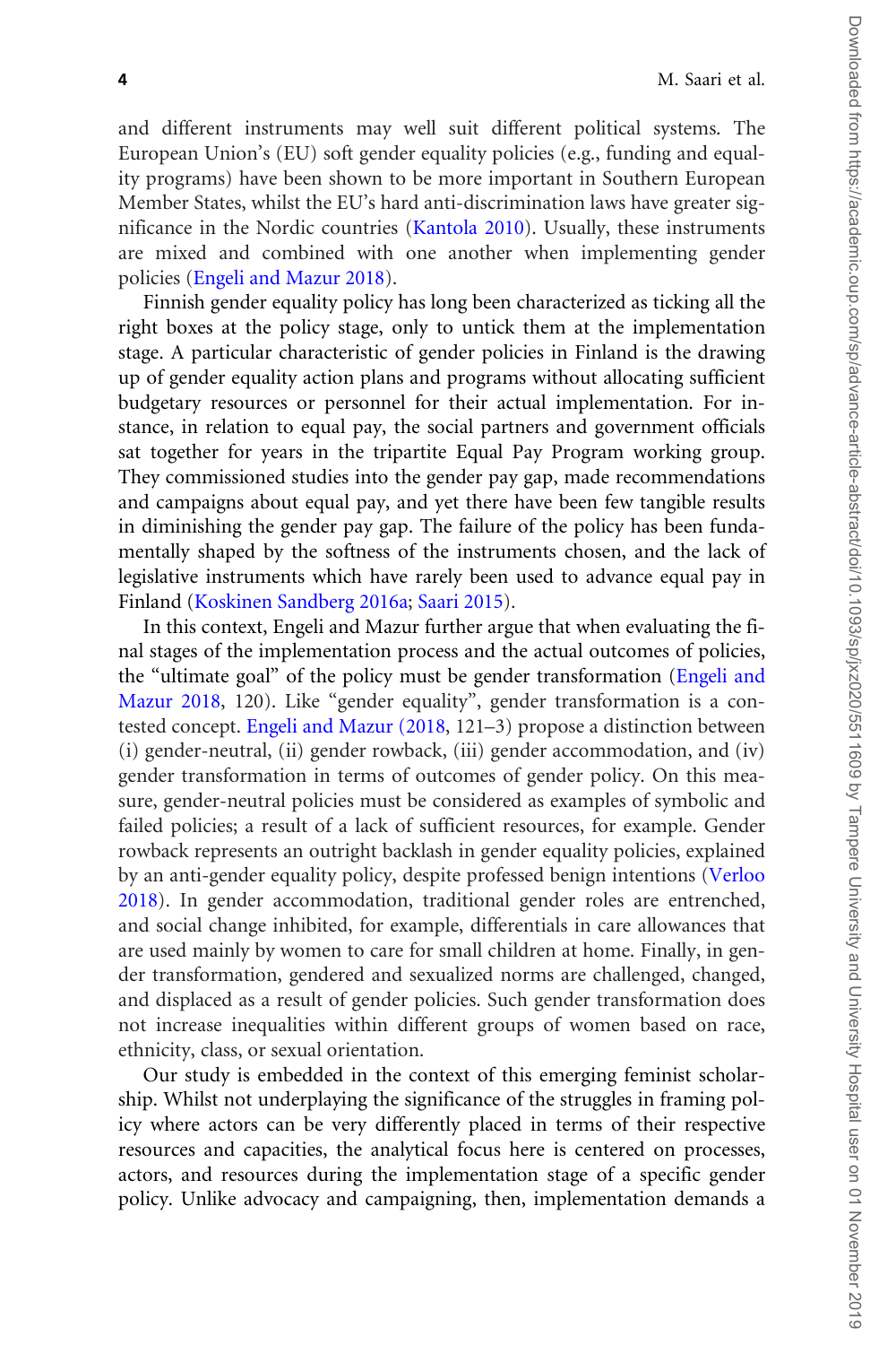and different instruments may well suit different political systems. The European Union's (EU) soft gender equality policies (e.g., funding and equality programs) have been shown to be more important in Southern European Member States, whilst the EU's hard anti-discrimination laws have greater significance in the Nordic countries (Kantola 2010). Usually, these instruments are mixed and combined with one another when implementing gender policies (Engeli and Mazur 2018).

Finnish gender equality policy has long been characterized as ticking all the right boxes at the policy stage, only to untick them at the implementation stage. A particular characteristic of gender policies in Finland is the drawing up of gender equality action plans and programs without allocating sufficient budgetary resources or personnel for their actual implementation. For instance, in relation to equal pay, the social partners and government officials sat together for years in the tripartite Equal Pay Program working group. They commissioned studies into the gender pay gap, made recommendations and campaigns about equal pay, and yet there have been few tangible results in diminishing the gender pay gap. The failure of the policy has been fundamentally shaped by the softness of the instruments chosen, and the lack of legislative instruments which have rarely been used to advance equal pay in Finland (Koskinen Sandberg 2016a; Saari 2015).

In this context, Engeli and Mazur further argue that when evaluating the final stages of the implementation process and the actual outcomes of policies, the "ultimate goal" of the policy must be gender transformation (Engeli and Mazur 2018, 120). Like "gender equality", gender transformation is a contested concept. Engeli and Mazur (2018, 121–3) propose a distinction between (i) gender-neutral, (ii) gender rowback, (iii) gender accommodation, and (iv) gender transformation in terms of outcomes of gender policy. On this measure, gender-neutral policies must be considered as examples of symbolic and failed policies; a result of a lack of sufficient resources, for example. Gender rowback represents an outright backlash in gender equality policies, explained by an anti-gender equality policy, despite professed benign intentions (Verloo 2018). In gender accommodation, traditional gender roles are entrenched, and social change inhibited, for example, differentials in care allowances that are used mainly by women to care for small children at home. Finally, in gender transformation, gendered and sexualized norms are challenged, changed, and displaced as a result of gender policies. Such gender transformation does not increase inequalities within different groups of women based on race, ethnicity, class, or sexual orientation.

Our study is embedded in the context of this emerging feminist scholarship. Whilst not underplaying the significance of the struggles in framing policy where actors can be very differently placed in terms of their respective resources and capacities, the analytical focus here is centered on processes, actors, and resources during the implementation stage of a specific gender policy. Unlike advocacy and campaigning, then, implementation demands a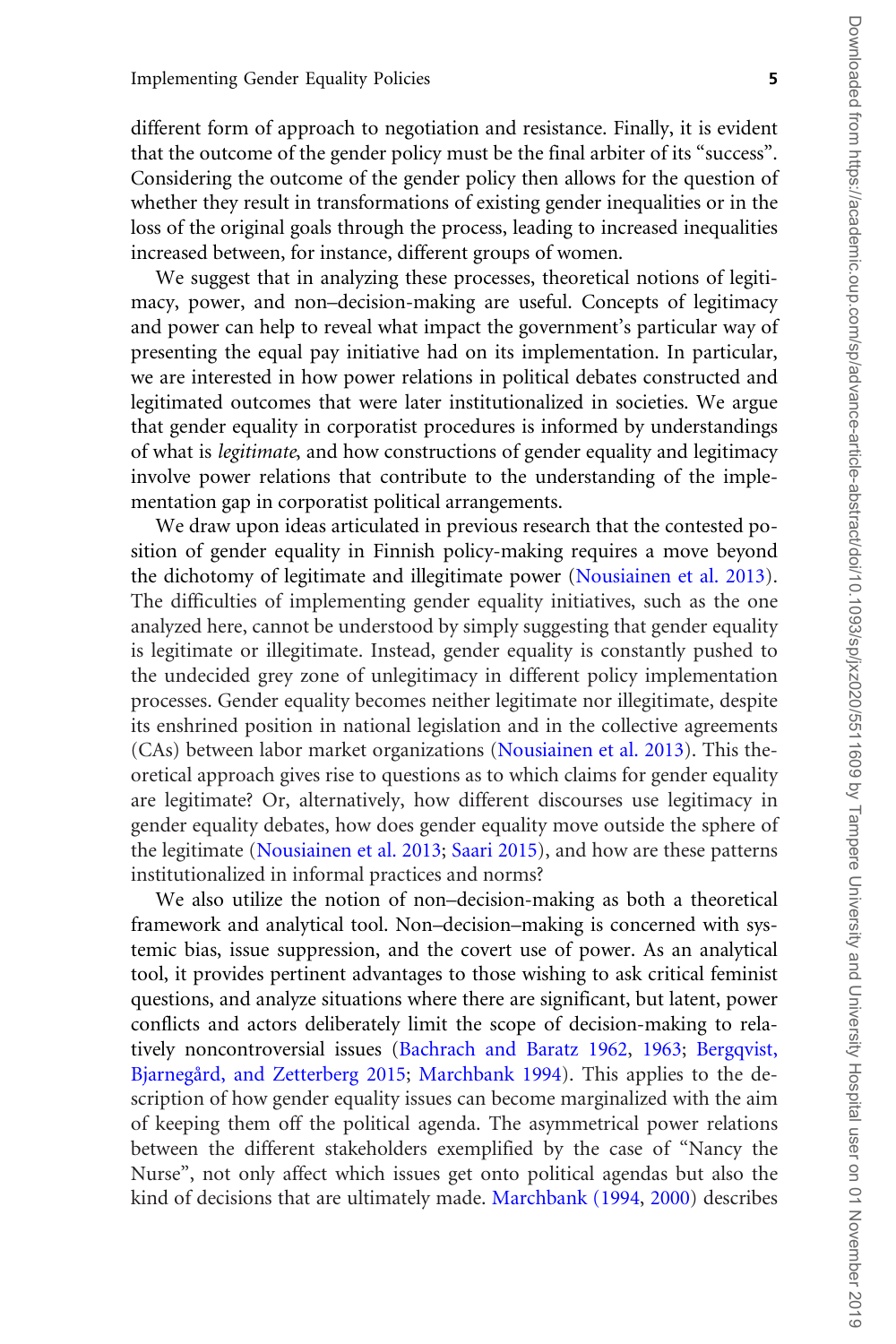different form of approach to negotiation and resistance. Finally, it is evident that the outcome of the gender policy must be the final arbiter of its "success". Considering the outcome of the gender policy then allows for the question of whether they result in transformations of existing gender inequalities or in the loss of the original goals through the process, leading to increased inequalities increased between, for instance, different groups of women.

We suggest that in analyzing these processes, theoretical notions of legitimacy, power, and non–decision-making are useful. Concepts of legitimacy and power can help to reveal what impact the government's particular way of presenting the equal pay initiative had on its implementation. In particular, we are interested in how power relations in political debates constructed and legitimated outcomes that were later institutionalized in societies. We argue that gender equality in corporatist procedures is informed by understandings of what is *legitimate*, and how constructions of gender equality and legitimacy involve power relations that contribute to the understanding of the implementation gap in corporatist political arrangements.

We draw upon ideas articulated in previous research that the contested position of gender equality in Finnish policy-making requires a move beyond the dichotomy of legitimate and illegitimate power (Nousiainen et al. 2013). The difficulties of implementing gender equality initiatives, such as the one analyzed here, cannot be understood by simply suggesting that gender equality is legitimate or illegitimate. Instead, gender equality is constantly pushed to the undecided grey zone of unlegitimacy in different policy implementation processes. Gender equality becomes neither legitimate nor illegitimate, despite its enshrined position in national legislation and in the collective agreements (CAs) between labor market organizations (Nousiainen et al. 2013). This theoretical approach gives rise to questions as to which claims for gender equality are legitimate? Or, alternatively, how different discourses use legitimacy in gender equality debates, how does gender equality move outside the sphere of the legitimate (Nousiainen et al. 2013; Saari 2015), and how are these patterns institutionalized in informal practices and norms?

We also utilize the notion of non–decision-making as both a theoretical framework and analytical tool. Non–decision–making is concerned with systemic bias, issue suppression, and the covert use of power. As an analytical tool, it provides pertinent advantages to those wishing to ask critical feminist questions, and analyze situations where there are significant, but latent, power conflicts and actors deliberately limit the scope of decision-making to relatively noncontroversial issues (Bachrach and Baratz 1962, 1963; Bergqvist, Bjarnegård, and Zetterberg 2015; Marchbank 1994). This applies to the description of how gender equality issues can become marginalized with the aim of keeping them off the political agenda. The asymmetrical power relations between the different stakeholders exemplified by the case of "Nancy the Nurse", not only affect which issues get onto political agendas but also the kind of decisions that are ultimately made. Marchbank (1994, 2000) describes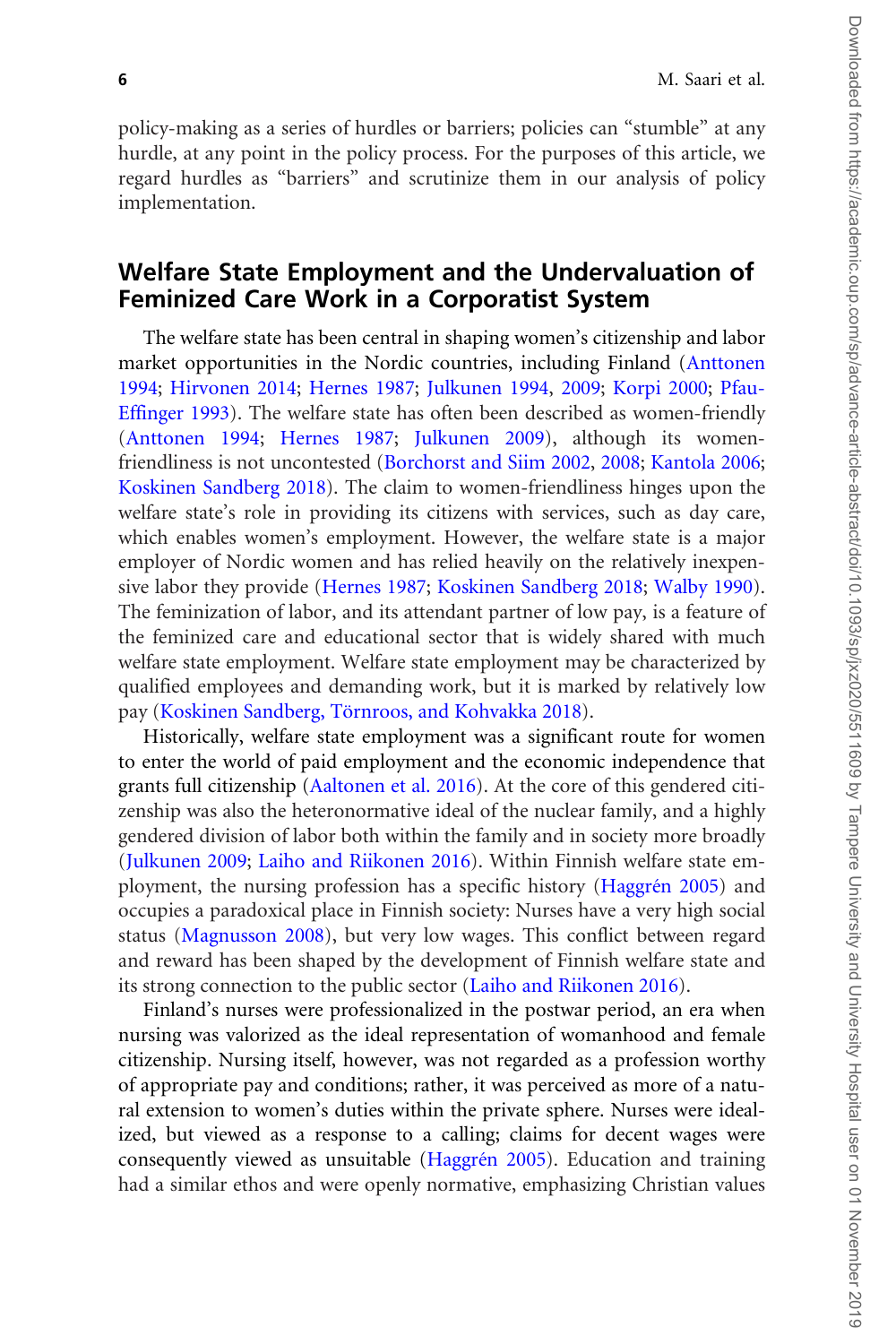policy-making as a series of hurdles or barriers; policies can "stumble" at any hurdle, at any point in the policy process. For the purposes of this article, we regard hurdles as "barriers" and scrutinize them in our analysis of policy implementation.

## Welfare State Employment and the Undervaluation of Feminized Care Work in a Corporatist System

The welfare state has been central in shaping women's citizenship and labor market opportunities in the Nordic countries, including Finland (Anttonen 1994; Hirvonen 2014; Hernes 1987; Julkunen 1994, 2009; Korpi 2000; Pfau-Effinger 1993). The welfare state has often been described as women-friendly (Anttonen 1994; Hernes 1987; Julkunen 2009), although its women-friendliness is not uncontested (Borchorst and Siim 2002, 2008; Kantola 2006; Koskinen Sandberg 2018). The claim to women-friendliness hinges upon the welfare state's role in providing its citizens with services, such as day care, which enables women's employment. However, the welfare state is a major employer of Nordic women and has relied heavily on the relatively inexpensive labor they provide (Hernes 1987; Koskinen Sandberg 2018; Walby 1990). The feminization of labor, and its attendant partner of low pay, is a feature of the feminized care and educational sector that is widely shared with much welfare state employment. Welfare state employment may be characterized by qualified employees and demanding work, but it is marked by relatively low pay (Koskinen Sandberg, Törnroos, and Kohvakka 2018).

Historically, welfare state employment was a significant route for women to enter the world of paid employment and the economic independence that grants full citizenship (Aaltonen et al. 2016). At the core of this gendered citizenship was also the heteronormative ideal of the nuclear family, and a highly gendered division of labor both within the family and in society more broadly (Julkunen 2009; Laiho and Riikonen 2016). Within Finnish welfare state employment, the nursing profession has a specific history (Haggrén 2005) and occupies a paradoxical place in Finnish society: Nurses have a very high social status (Magnusson 2008), but very low wages. This conflict between regard and reward has been shaped by the development of Finnish welfare state and its strong connection to the public sector (Laiho and Riikonen 2016).

Finland's nurses were professionalized in the postwar period, an era when nursing was valorized as the ideal representation of womanhood and female citizenship. Nursing itself, however, was not regarded as a profession worthy of appropriate pay and conditions; rather, it was perceived as more of a natural extension to women's duties within the private sphere. Nurses were idealized, but viewed as a response to a calling; claims for decent wages were consequently viewed as unsuitable (Haggrén 2005). Education and training had a similar ethos and were openly normative, emphasizing Christian values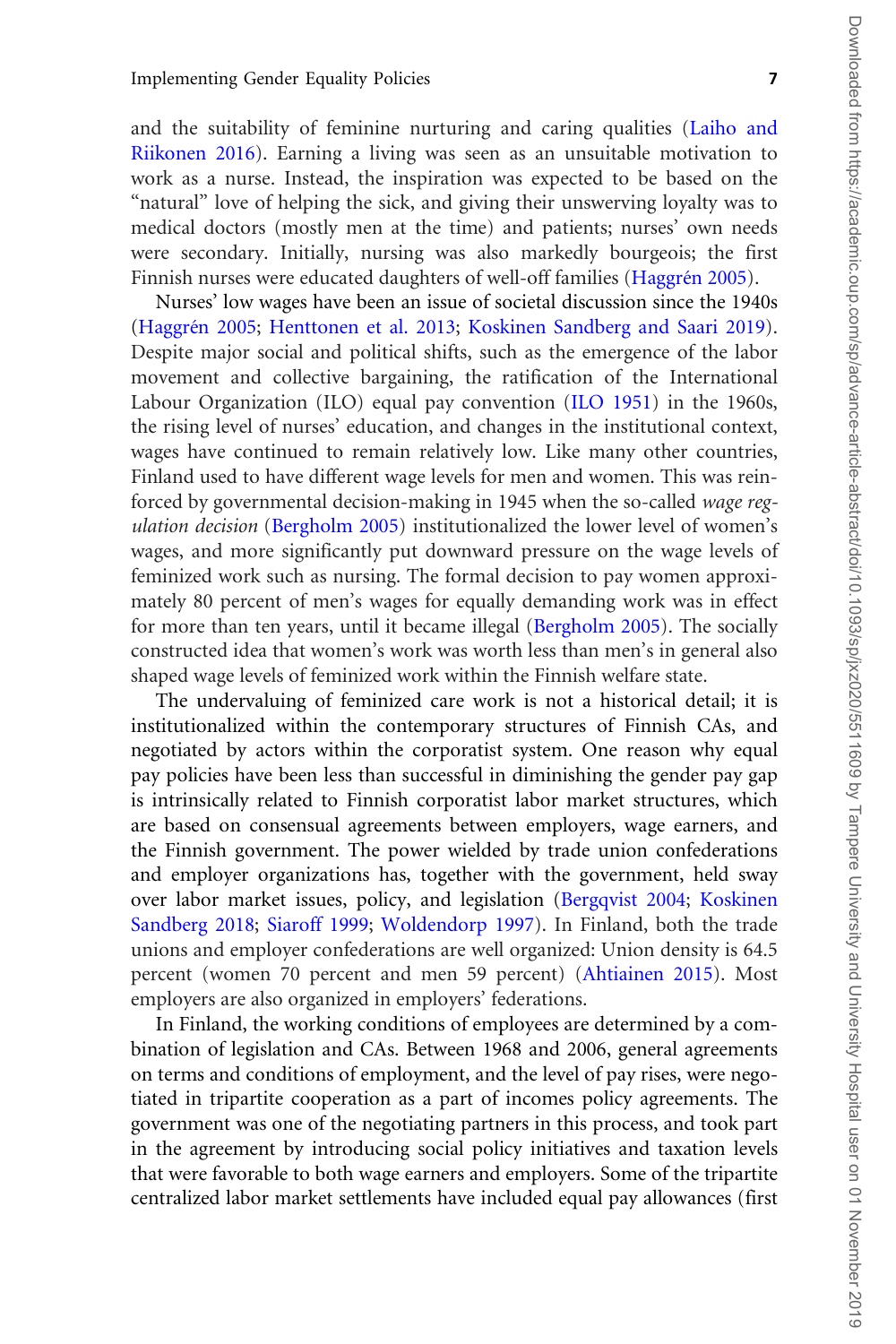and the suitability of feminine nurturing and caring qualities (Laiho and Riikonen 2016). Earning a living was seen as an unsuitable motivation to work as a nurse. Instead, the inspiration was expected to be based on the "natural" love of helping the sick, and giving their unswerving loyalty was to medical doctors (mostly men at the time) and patients; nurses' own needs were secondary. Initially, nursing was also markedly bourgeois; the first Finnish nurses were educated daughters of well-off families (Haggrén 2005).

Nurses' low wages have been an issue of societal discussion since the 1940s (Haggrén 2005; Henttonen et al. 2013; Koskinen Sandberg and Saari 2019). Despite major social and political shifts, such as the emergence of the labor movement and collective bargaining, the ratification of the International Labour Organization (ILO) equal pay convention (ILO 1951) in the 1960s, the rising level of nurses' education, and changes in the institutional context, wages have continued to remain relatively low. Like many other countries, Finland used to have different wage levels for men and women. This was reinforced by governmental decision-making in 1945 when the so-called *wage regulation decision* (Bergholm 2005) institutionalized the lower level of women's wages, and more significantly put downward pressure on the wage levels of feminized work such as nursing. The formal decision to pay women approximately 80 percent of men's wages for equally demanding work was in effect for more than ten years, until it became illegal (Bergholm 2005). The socially constructed idea that women's work was worth less than men's in general also shaped wage levels of feminized work within the Finnish welfare state.

The undervaluing of feminized care work is not a historical detail; it is institutionalized within the contemporary structures of Finnish CAs, and negotiated by actors within the corporatist system. One reason why equal pay policies have been less than successful in diminishing the gender pay gap is intrinsically related to Finnish corporatist labor market structures, which are based on consensual agreements between employers, wage earners, and the Finnish government. The power wielded by trade union confederations and employer organizations has, together with the government, held sway over labor market issues, policy, and legislation (Bergqvist 2004; Koskinen Sandberg 2018; Siaroff 1999; Woldendorp 1997). In Finland, both the trade unions and employer confederations are well organized: Union density is 64.5 percent (women 70 percent and men 59 percent) (Ahtiainen 2015). Most employers are also organized in employers' federations.

In Finland, the working conditions of employees are determined by a combination of legislation and CAs. Between 1968 and 2006, general agreements on terms and conditions of employment, and the level of pay rises, were negotiated in tripartite cooperation as a part of incomes policy agreements. The government was one of the negotiating partners in this process, and took part in the agreement by introducing social policy initiatives and taxation levels that were favorable to both wage earners and employers. Some of the tripartite centralized labor market settlements have included equal pay allowances (first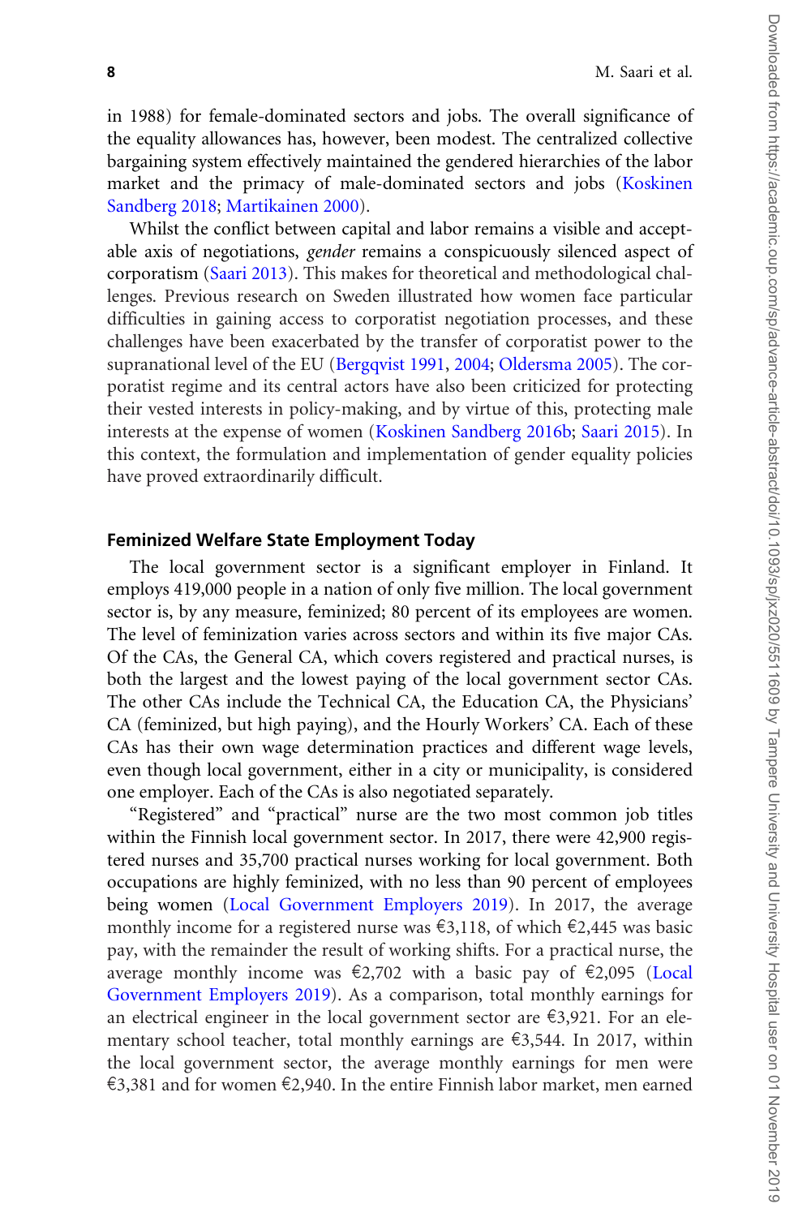in 1988) for female-dominated sectors and jobs. The overall significance of the equality allowances has, however, been modest. The centralized collective bargaining system effectively maintained the gendered hierarchies of the labor market and the primacy of male-dominated sectors and jobs (Koskinen Sandberg 2018; Martikainen 2000).

Whilst the conflict between capital and labor remains a visible and acceptable axis of negotiations, *gender* remains a conspicuously silenced aspect of corporatism (Saari 2013). This makes for theoretical and methodological challenges. Previous research on Sweden illustrated how women face particular difficulties in gaining access to corporatist negotiation processes, and these challenges have been exacerbated by the transfer of corporatist power to the supranational level of the EU (Bergqvist 1991, 2004; Oldersma 2005). The corporatist regime and its central actors have also been criticized for protecting their vested interests in policy-making, and by virtue of this, protecting male interests at the expense of women (Koskinen Sandberg 2016b; Saari 2015). In this context, the formulation and implementation of gender equality policies have proved extraordinarily difficult.

## Feminized Welfare State Employment Today

The local government sector is a significant employer in Finland. It employs 419,000 people in a nation of only five million. The local government sector is, by any measure, feminized; 80 percent of its employees are women. The level of feminization varies across sectors and within its five major CAs. Of the CAs, the General CA, which covers registered and practical nurses, is both the largest and the lowest paying of the local government sector CAs. The other CAs include the Technical CA, the Education CA, the Physicians' CA (feminized, but high paying), and the Hourly Workers' CA. Each of these CAs has their own wage determination practices and different wage levels, even though local government, either in a city or municipality, is considered one employer. Each of the CAs is also negotiated separately.

"Registered" and "practical" nurse are the two most common job titles within the Finnish local government sector. In 2017, there were 42,900 registered nurses and 35,700 practical nurses working for local government. Both occupations are highly feminized, with no less than 90 percent of employees being women (Local Government Employers 2019). In 2017, the average monthly income for a registered nurse was €3,118, of which €2,445 was basic pay, with the remainder the result of working shifts. For a practical nurse, the average monthly income was €2,702 with a basic pay of €2,095 (Local Government Employers 2019). As a comparison, total monthly earnings for an electrical engineer in the local government sector are €3,921. For an elementary school teacher, total monthly earnings are €3,544. In 2017, within the local government sector, the average monthly earnings for men were €3,381 and for women €2,940. In the entire Finnish labor market, men earned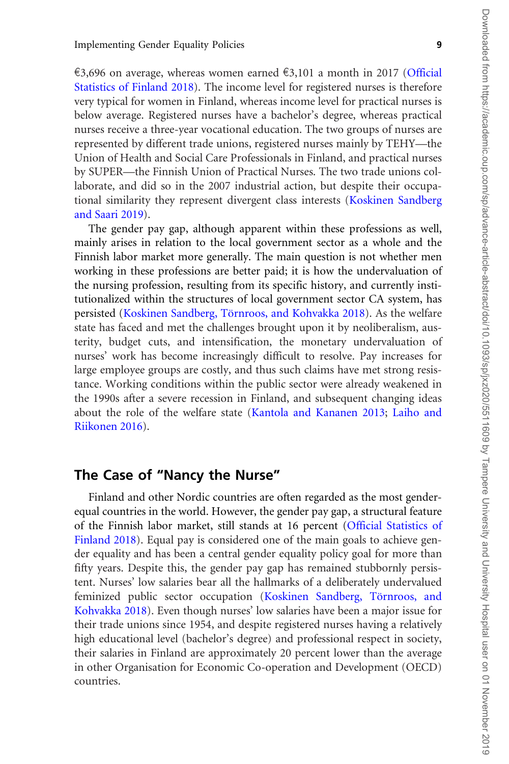€3,696 on average, whereas women earned €3,101 a month in 2017 (Official Statistics of Finland 2018). The income level for registered nurses is therefore very typical for women in Finland, whereas income level for practical nurses is below average. Registered nurses have a bachelor's degree, whereas practical nurses receive a three-year vocational education. The two groups of nurses are represented by different trade unions, registered nurses mainly by TEHY—the Union of Health and Social Care Professionals in Finland, and practical nurses by SUPER—the Finnish Union of Practical Nurses. The two trade unions collaborate, and did so in the 2007 industrial action, but despite their occupational similarity they represent divergent class interests (Koskinen Sandberg and Saari 2019).

The gender pay gap, although apparent within these professions as well, mainly arises in relation to the local government sector as a whole and the Finnish labor market more generally. The main question is not whether men working in these professions are better paid; it is how the undervaluation of the nursing profession, resulting from its specific history, and currently institutionalized within the structures of local government sector CA system, has persisted (Koskinen Sandberg, Törnroos, and Kohvakka 2018). As the welfare state has faced and met the challenges brought upon it by neoliberalism, austerity, budget cuts, and intensification, the monetary undervaluation of nurses' work has become increasingly difficult to resolve. Pay increases for large employee groups are costly, and thus such claims have met strong resistance. Working conditions within the public sector were already weakened in the 1990s after a severe recession in Finland, and subsequent changing ideas about the role of the welfare state (Kantola and Kananen 2013; Laiho and Riikonen 2016).

## The Case of "Nancy the Nurse"

Finland and other Nordic countries are often regarded as the most gender-equal countries in the world. However, the gender pay gap, a structural feature of the Finnish labor market, still stands at 16 percent (Official Statistics of Finland 2018). Equal pay is considered one of the main goals to achieve gender equality and has been a central gender equality policy goal for more than fifty years. Despite this, the gender pay gap has remained stubbornly persistent. Nurses' low salaries bear all the hallmarks of a deliberately undervalued feminized public sector occupation (Koskinen Sandberg, Törnroos, and Kohvakka 2018). Even though nurses' low salaries have been a major issue for their trade unions since 1954, and despite registered nurses having a relatively high educational level (bachelor's degree) and professional respect in society, their salaries in Finland are approximately 20 percent lower than the average in other Organisation for Economic Co-operation and Development (OECD) countries.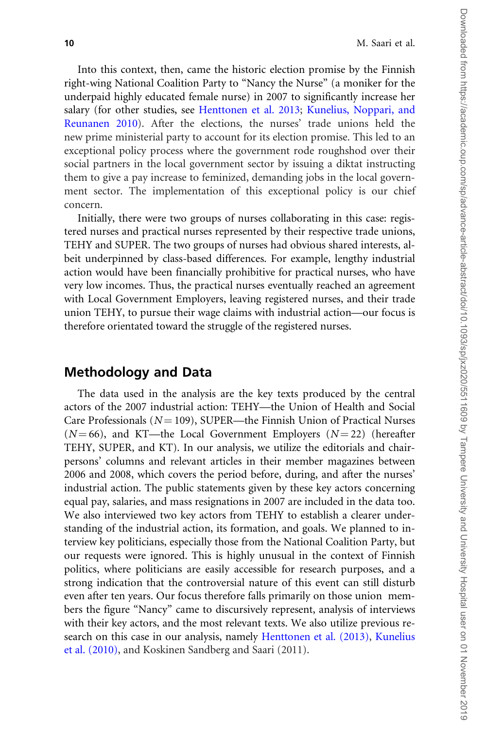Into this context, then, came the historic election promise by the Finnish right-wing National Coalition Party to "Nancy the Nurse" (a moniker for the underpaid highly educated female nurse) in 2007 to significantly increase her salary (for other studies, see Henttonen et al. 2013; Kunelius, Noppari, and Reunanen 2010). After the elections, the nurses' trade unions held the new prime ministerial party to account for its election promise. This led to an exceptional policy process where the government rode roughshod over their social partners in the local government sector by issuing a diktat instructing them to give a pay increase to feminized, demanding jobs in the local government sector. The implementation of this exceptional policy is our chief concern.

Initially, there were two groups of nurses collaborating in this case: registered nurses and practical nurses represented by their respective trade unions, TEHY and SUPER. The two groups of nurses had obvious shared interests, albeit underpinned by class-based differences. For example, lengthy industrial action would have been financially prohibitive for practical nurses, who have very low incomes. Thus, the practical nurses eventually reached an agreement with Local Government Employers, leaving registered nurses, and their trade union TEHY, to pursue their wage claims with industrial action—our focus is therefore orientated toward the struggle of the registered nurses.

## Methodology and Data

The data used in the analysis are the key texts produced by the central actors of the 2007 industrial action: TEHY—the Union of Health and Social Care Professionals ($N = 109$), SUPER—the Finnish Union of Practical Nurses ($N = 66$), and KT—the Local Government Employers ($N = 22$) (hereafter TEHY, SUPER, and KT). In our analysis, we utilize the editorials and chairpersons' columns and relevant articles in their member magazines between 2006 and 2008, which covers the period before, during, and after the nurses' industrial action. The public statements given by these key actors concerning equal pay, salaries, and mass resignations in 2007 are included in the data too. We also interviewed two key actors from TEHY to establish a clearer understanding of the industrial action, its formation, and goals. We planned to interview key politicians, especially those from the National Coalition Party, but our requests were ignored. This is highly unusual in the context of Finnish politics, where politicians are easily accessible for research purposes, and a strong indication that the controversial nature of this event can still disturb even after ten years. Our focus therefore falls primarily on those union members the figure "Nancy" came to discursively represent, analysis of interviews with their key actors, and the most relevant texts. We also utilize previous research on this case in our analysis, namely Henttonen et al. (2013), Kunelius et al. (2010), and Koskinen Sandberg and Saari (2011).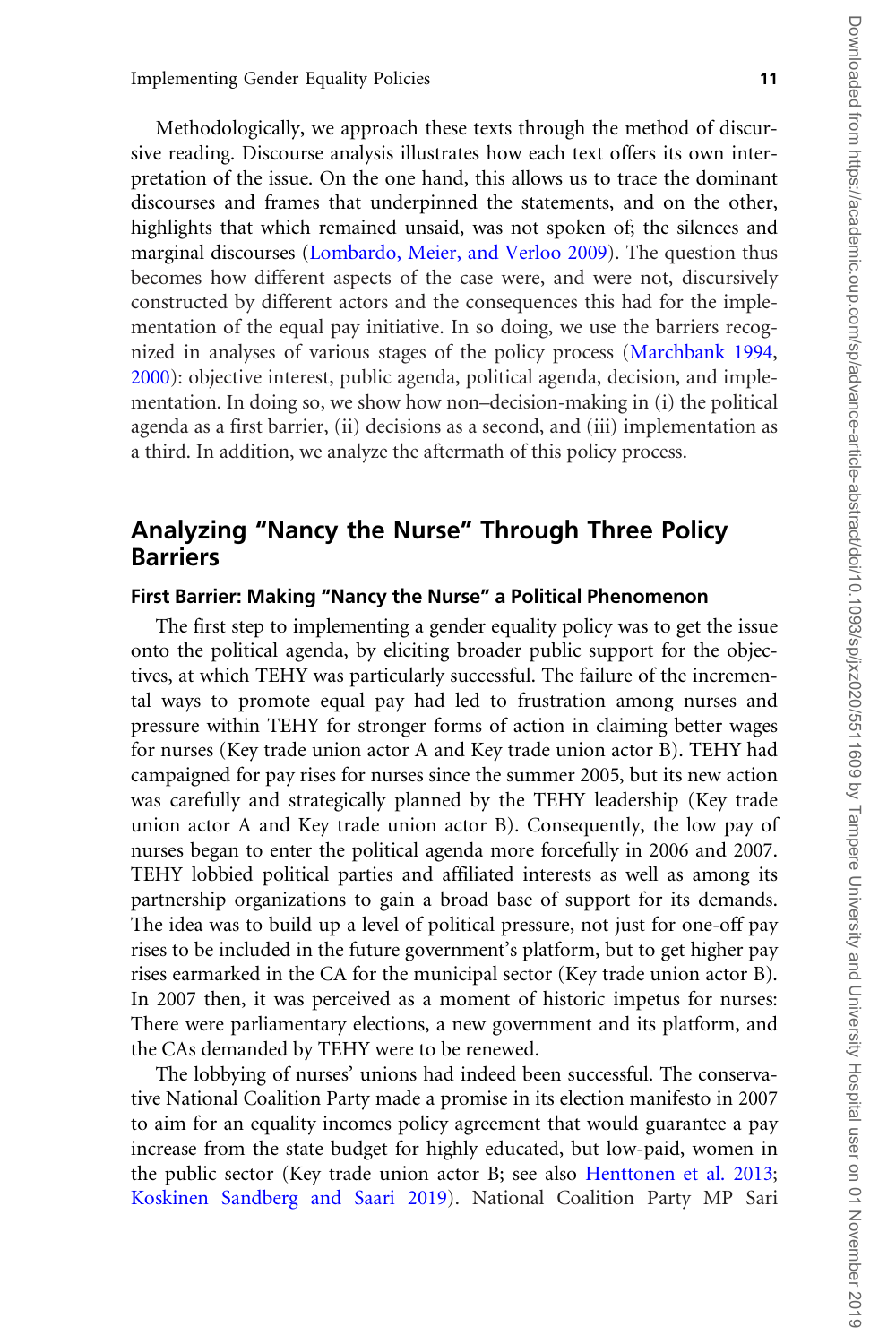Methodologically, we approach these texts through the method of discursive reading. Discourse analysis illustrates how each text offers its own interpretation of the issue. On the one hand, this allows us to trace the dominant discourses and frames that underpinned the statements, and on the other, highlights that which remained unsaid, was not spoken of; the silences and marginal discourses (Lombardo, Meier, and Verloo 2009). The question thus becomes how different aspects of the case were, and were not, discursively constructed by different actors and the consequences this had for the implementation of the equal pay initiative. In so doing, we use the barriers recognized in analyses of various stages of the policy process (Marchbank 1994, 2000): objective interest, public agenda, political agenda, decision, and implementation. In doing so, we show how non–decision-making in (i) the political agenda as a first barrier, (ii) decisions as a second, and (iii) implementation as a third. In addition, we analyze the aftermath of this policy process.

## Analyzing "Nancy the Nurse" Through Three Policy Barriers

### First Barrier: Making "Nancy the Nurse" a Political Phenomenon

The first step to implementing a gender equality policy was to get the issue onto the political agenda, by eliciting broader public support for the objectives, at which TEHY was particularly successful. The failure of the incremental ways to promote equal pay had led to frustration among nurses and pressure within TEHY for stronger forms of action in claiming better wages for nurses (Key trade union actor A and Key trade union actor B). TEHY had campaigned for pay rises for nurses since the summer 2005, but its new action was carefully and strategically planned by the TEHY leadership (Key trade union actor A and Key trade union actor B). Consequently, the low pay of nurses began to enter the political agenda more forcefully in 2006 and 2007. TEHY lobbied political parties and affiliated interests as well as among its partnership organizations to gain a broad base of support for its demands. The idea was to build up a level of political pressure, not just for one-off pay rises to be included in the future government's platform, but to get higher pay rises earmarked in the CA for the municipal sector (Key trade union actor B). In 2007 then, it was perceived as a moment of historic impetus for nurses: There were parliamentary elections, a new government and its platform, and the CAs demanded by TEHY were to be renewed.

The lobbying of nurses' unions had indeed been successful. The conservative National Coalition Party made a promise in its election manifesto in 2007 to aim for an equality incomes policy agreement that would guarantee a pay increase from the state budget for highly educated, but low-paid, women in the public sector (Key trade union actor B; see also Henttonen et al. 2013; Koskinen Sandberg and Saari 2019). National Coalition Party MP Sari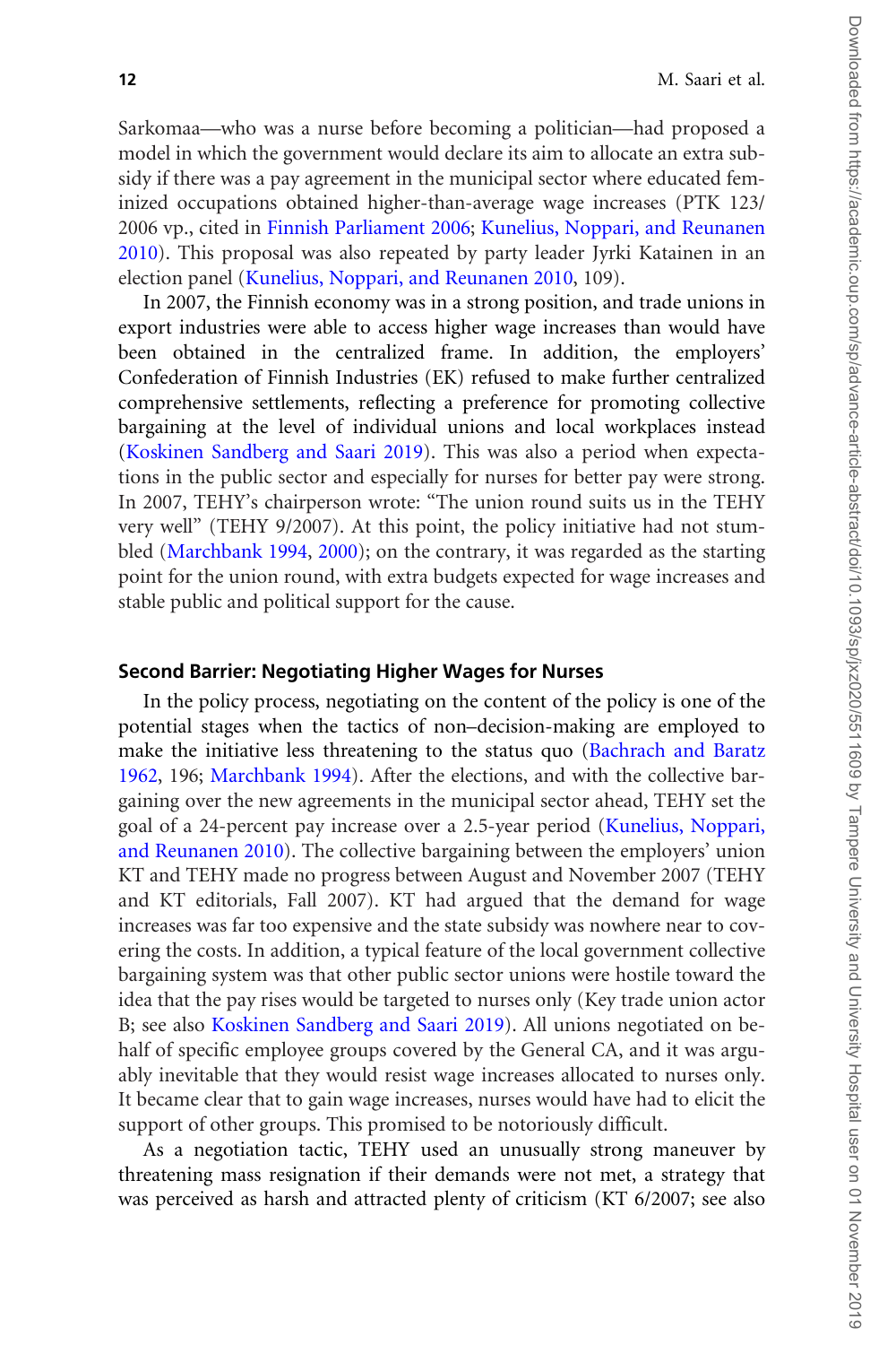Sarkomaa—who was a nurse before becoming a politician—had proposed a model in which the government would declare its aim to allocate an extra subsidy if there was a pay agreement in the municipal sector where educated feminized occupations obtained higher-than-average wage increases (PTK 123/2006 vp., cited in Finnish Parliament 2006; Kunelius, Noppari, and Reunanen 2010). This proposal was also repeated by party leader Jyrki Katainen in an election panel (Kunelius, Noppari, and Reunanen 2010, 109).

In 2007, the Finnish economy was in a strong position, and trade unions in export industries were able to access higher wage increases than would have been obtained in the centralized frame. In addition, the employers' Confederation of Finnish Industries (EK) refused to make further centralized comprehensive settlements, reflecting a preference for promoting collective bargaining at the level of individual unions and local workplaces instead (Koskinen Sandberg and Saari 2019). This was also a period when expectations in the public sector and especially for nurses for better pay were strong. In 2007, TEHY's chairperson wrote: "The union round suits us in the TEHY very well" (TEHY 9/2007). At this point, the policy initiative had not stumbled (Marchbank 1994, 2000); on the contrary, it was regarded as the starting point for the union round, with extra budgets expected for wage increases and stable public and political support for the cause.

### Second Barrier: Negotiating Higher Wages for Nurses

In the policy process, negotiating on the content of the policy is one of the potential stages when the tactics of non–decision-making are employed to make the initiative less threatening to the status quo (Bachrach and Baratz 1962, 196; Marchbank 1994). After the elections, and with the collective bargaining over the new agreements in the municipal sector ahead, TEHY set the goal of a 24-percent pay increase over a 2.5-year period (Kunelius, Noppari, and Reunanen 2010). The collective bargaining between the employers' union KT and TEHY made no progress between August and November 2007 (TEHY and KT editorials, Fall 2007). KT had argued that the demand for wage increases was far too expensive and the state subsidy was nowhere near to covering the costs. In addition, a typical feature of the local government collective bargaining system was that other public sector unions were hostile toward the idea that the pay rises would be targeted to nurses only (Key trade union actor B; see also Koskinen Sandberg and Saari 2019). All unions negotiated on behalf of specific employee groups covered by the General CA, and it was arguably inevitable that they would resist wage increases allocated to nurses only. It became clear that to gain wage increases, nurses would have had to elicit the support of other groups. This promised to be notoriously difficult.

As a negotiation tactic, TEHY used an unusually strong maneuver by threatening mass resignation if their demands were not met, a strategy that was perceived as harsh and attracted plenty of criticism (KT 6/2007; see also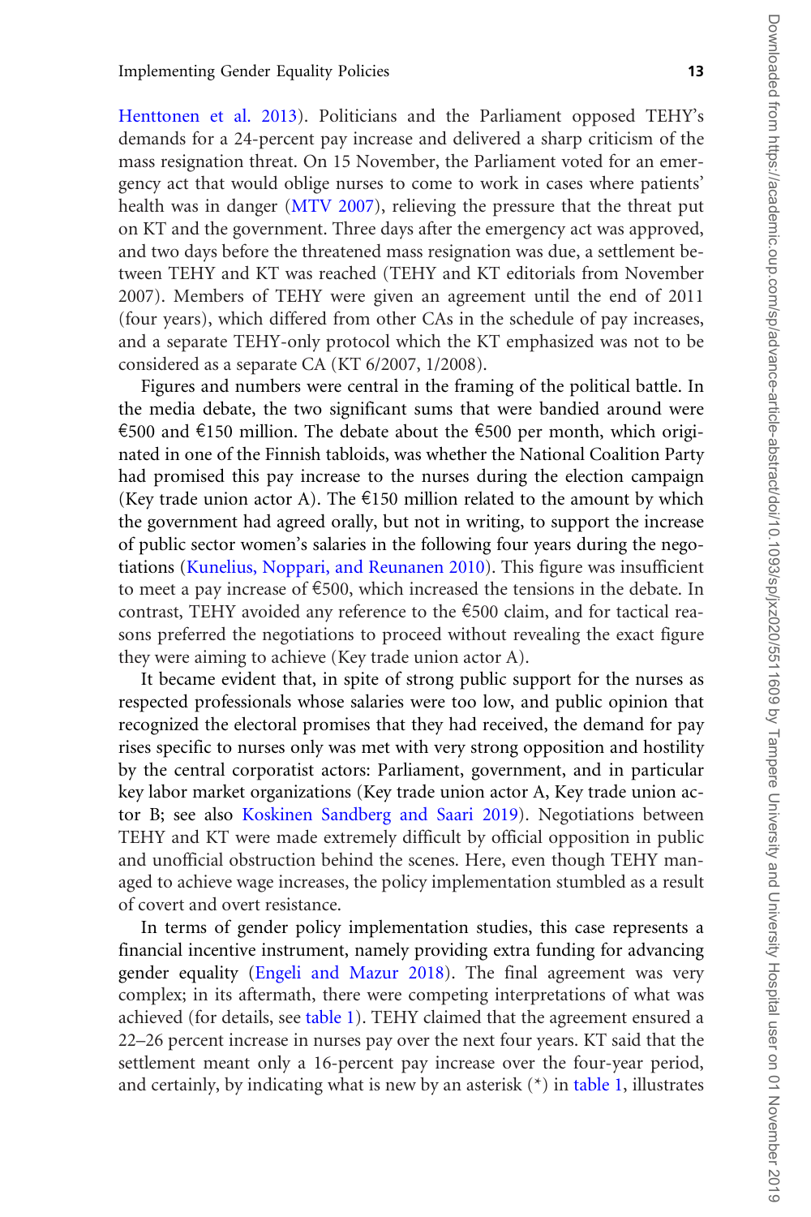Henttonen et al. 2013). Politicians and the Parliament opposed TEHY's demands for a 24-percent pay increase and delivered a sharp criticism of the mass resignation threat. On 15 November, the Parliament voted for an emergency act that would oblige nurses to come to work in cases where patients' health was in danger (MTV 2007), relieving the pressure that the threat put on KT and the government. Three days after the emergency act was approved, and two days before the threatened mass resignation was due, a settlement between TEHY and KT was reached (TEHY and KT editorials from November 2007). Members of TEHY were given an agreement until the end of 2011 (four years), which differed from other CAs in the schedule of pay increases, and a separate TEHY-only protocol which the KT emphasized was not to be considered as a separate CA (KT 6/2007, 1/2008).

Figures and numbers were central in the framing of the political battle. In the media debate, the two significant sums that were bandied around were €500 and €150 million. The debate about the €500 per month, which originated in one of the Finnish tabloids, was whether the National Coalition Party had promised this pay increase to the nurses during the election campaign (Key trade union actor A). The €150 million related to the amount by which the government had agreed orally, but not in writing, to support the increase of public sector women's salaries in the following four years during the negotiations (Kunelius, Noppari, and Reunanen 2010). This figure was insufficient to meet a pay increase of €500, which increased the tensions in the debate. In contrast, TEHY avoided any reference to the €500 claim, and for tactical reasons preferred the negotiations to proceed without revealing the exact figure they were aiming to achieve (Key trade union actor A).

It became evident that, in spite of strong public support for the nurses as respected professionals whose salaries were too low, and public opinion that recognized the electoral promises that they had received, the demand for pay rises specific to nurses only was met with very strong opposition and hostility by the central corporatist actors: Parliament, government, and in particular key labor market organizations (Key trade union actor A, Key trade union actor B; see also Koskinen Sandberg and Saari 2019). Negotiations between TEHY and KT were made extremely difficult by official opposition in public and unofficial obstruction behind the scenes. Here, even though TEHY managed to achieve wage increases, the policy implementation stumbled as a result of covert and overt resistance.

In terms of gender policy implementation studies, this case represents a financial incentive instrument, namely providing extra funding for advancing gender equality (Engeli and Mazur 2018). The final agreement was very complex; in its aftermath, there were competing interpretations of what was achieved (for details, see table 1). TEHY claimed that the agreement ensured a 22–26 percent increase in nurses pay over the next four years. KT said that the settlement meant only a 16-percent pay increase over the four-year period, and certainly, by indicating what is new by an asterisk (*) in table 1, illustrates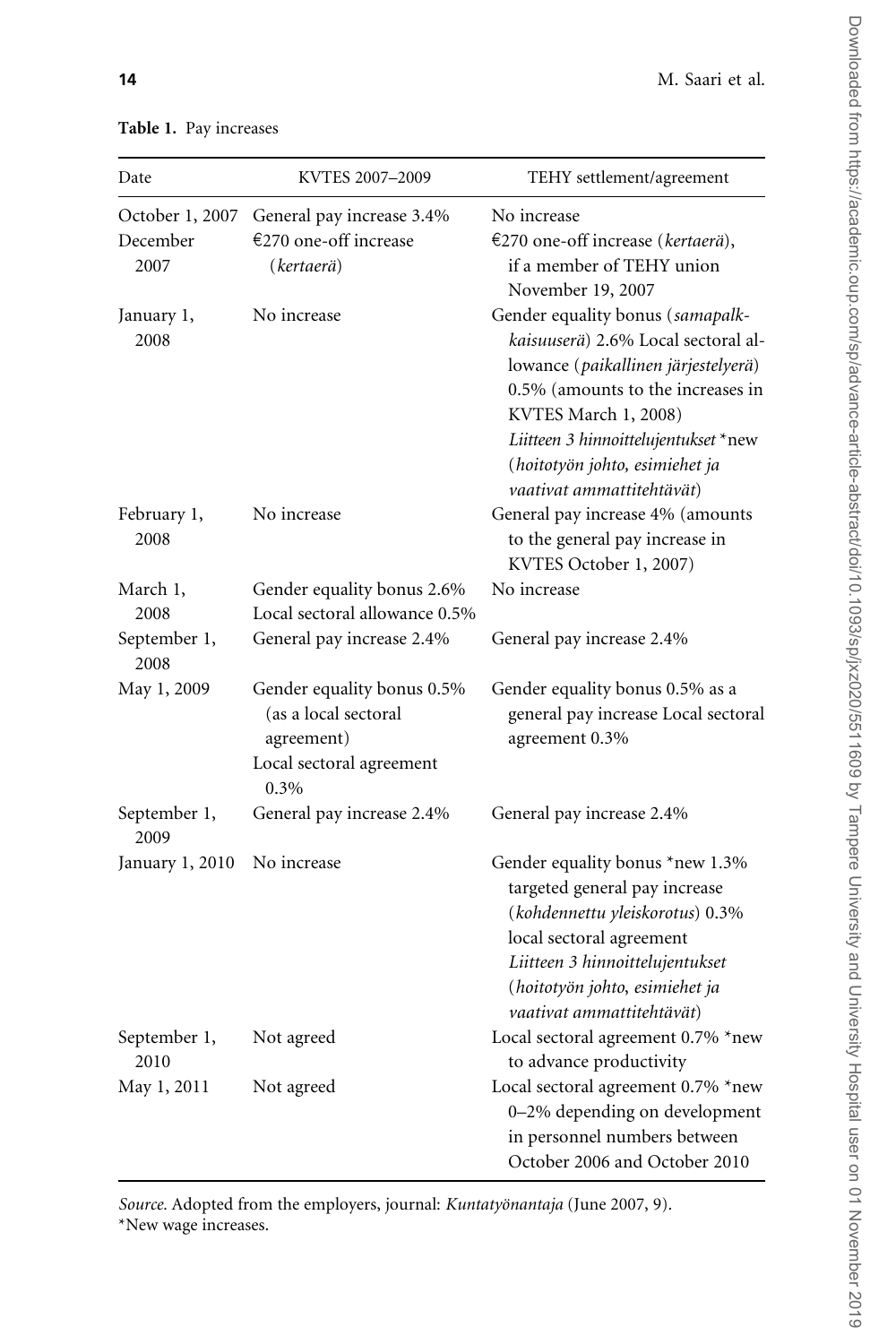**Table 1.** Pay increases

| Date | KVTES 2007–2009 | TEHY settlement/agreement |
|---|---|---|
| October 1, 2007 | General pay increase 3.4% | No increase |
| December 2007 | €270 one-off increase (*kertaerä*) | €270 one-off increase (*kertaerä*), if a member of TEHY union November 19, 2007 |
| January 1, 2008 | No increase | Gender equality bonus (*samapalkkaisuuserä*) 2.6% Local sectoral allowance (*paikallinen järjestelyerä*) 0.5% (amounts to the increases in KVTES March 1, 2008) *Liitteen 3 hinnoittelujentukset* *new (*hoitotyön johto, esimiehet ja vaativat ammattitehtävät*) |
| February 1, 2008 | No increase | General pay increase 4% (amounts to the general pay increase in KVTES October 1, 2007) |
| March 1, 2008 | Gender equality bonus 2.6% Local sectoral allowance 0.5% | No increase |
| September 1, 2008 | General pay increase 2.4% | General pay increase 2.4% |
| May 1, 2009 | Gender equality bonus 0.5% (as a local sectoral agreement) Local sectoral agreement 0.3% | Gender equality bonus 0.5% as a general pay increase Local sectoral agreement 0.3% |
| September 1, 2009 | General pay increase 2.4% | General pay increase 2.4% |
| January 1, 2010 | No increase | Gender equality bonus *new 1.3% targeted general pay increase (*kohdennettu yleiskorotus*) 0.3% local sectoral agreement *Liitteen 3 hinnoittelujentukset* (*hoitotyön johto, esimiehet ja vaativat ammattitehtävät*) |
| September 1, 2010 | Not agreed | Local sectoral agreement 0.7% *new to advance productivity |
| May 1, 2011 | Not agreed | Local sectoral agreement 0.7% *new 0–2% depending on development in personnel numbers between October 2006 and October 2010 |

*Source.* Adopted from the employers, journal: *Kuntatyönantaja* (June 2007, 9).
*New wage increases.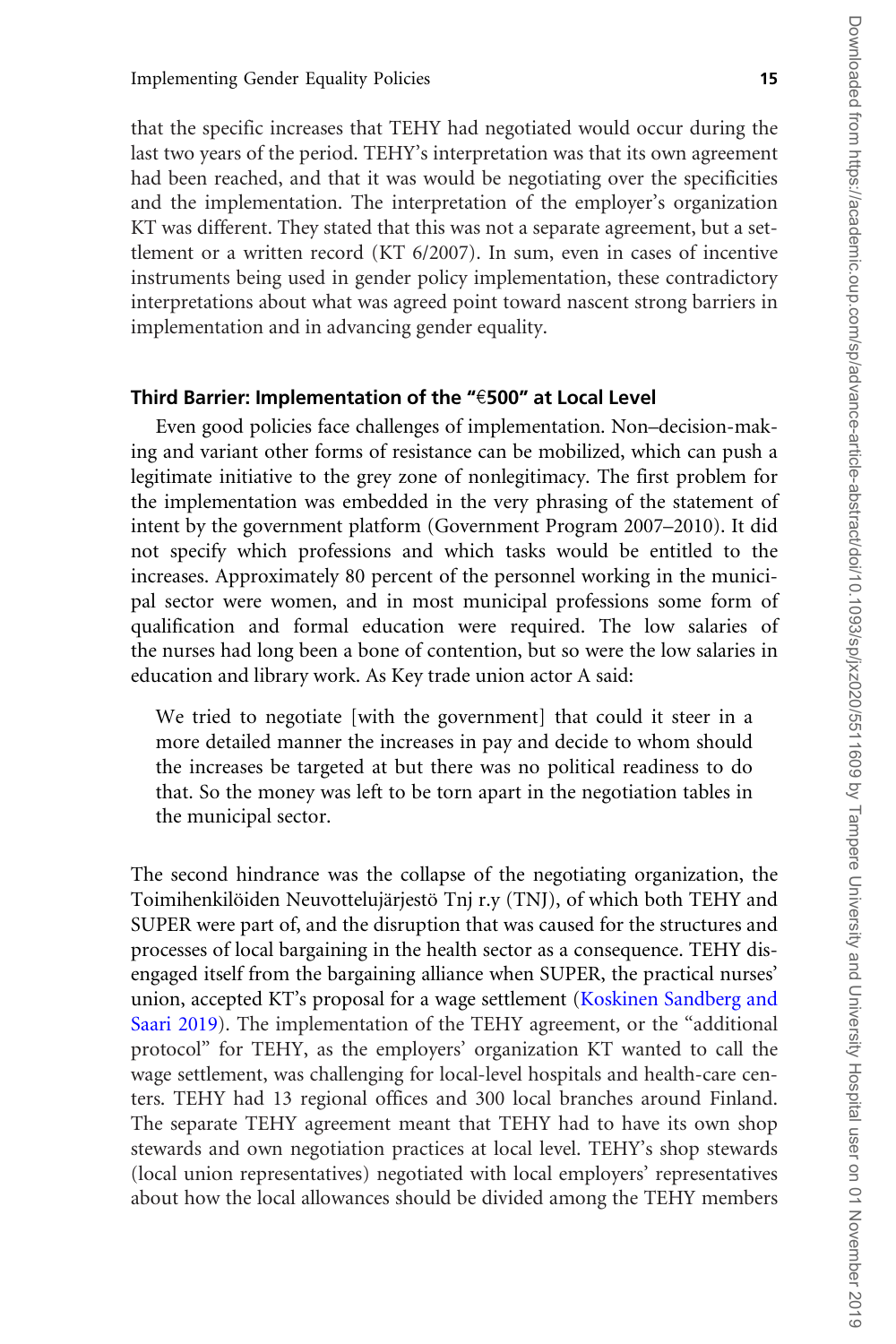that the specific increases that TEHY had negotiated would occur during the last two years of the period. TEHY's interpretation was that its own agreement had been reached, and that it was would be negotiating over the specificities and the implementation. The interpretation of the employer's organization KT was different. They stated that this was not a separate agreement, but a settlement or a written record (KT 6/2007). In sum, even in cases of incentive instruments being used in gender policy implementation, these contradictory interpretations about what was agreed point toward nascent strong barriers in implementation and in advancing gender equality.

### Third Barrier: Implementation of the "€500" at Local Level

Even good policies face challenges of implementation. Non–decision-making and variant other forms of resistance can be mobilized, which can push a legitimate initiative to the grey zone of nonlegitimacy. The first problem for the implementation was embedded in the very phrasing of the statement of intent by the government platform (Government Program 2007–2010). It did not specify which professions and which tasks would be entitled to the increases. Approximately 80 percent of the personnel working in the municipal sector were women, and in most municipal professions some form of qualification and formal education were required. The low salaries of the nurses had long been a bone of contention, but so were the low salaries in education and library work. As Key trade union actor A said:

> We tried to negotiate [with the government] that could it steer in a more detailed manner the increases in pay and decide to whom should the increases be targeted at but there was no political readiness to do that. So the money was left to be torn apart in the negotiation tables in the municipal sector.

The second hindrance was the collapse of the negotiating organization, the Toimihenkilöiden Neuvottelujärjestö Tnj r.y (TNJ), of which both TEHY and SUPER were part of, and the disruption that was caused for the structures and processes of local bargaining in the health sector as a consequence. TEHY disengaged itself from the bargaining alliance when SUPER, the practical nurses' union, accepted KT's proposal for a wage settlement (Koskinen Sandberg and Saari 2019). The implementation of the TEHY agreement, or the "additional protocol" for TEHY, as the employers' organization KT wanted to call the wage settlement, was challenging for local-level hospitals and health-care centers. TEHY had 13 regional offices and 300 local branches around Finland. The separate TEHY agreement meant that TEHY had to have its own shop stewards and own negotiation practices at local level. TEHY's shop stewards (local union representatives) negotiated with local employers' representatives about how the local allowances should be divided among the TEHY members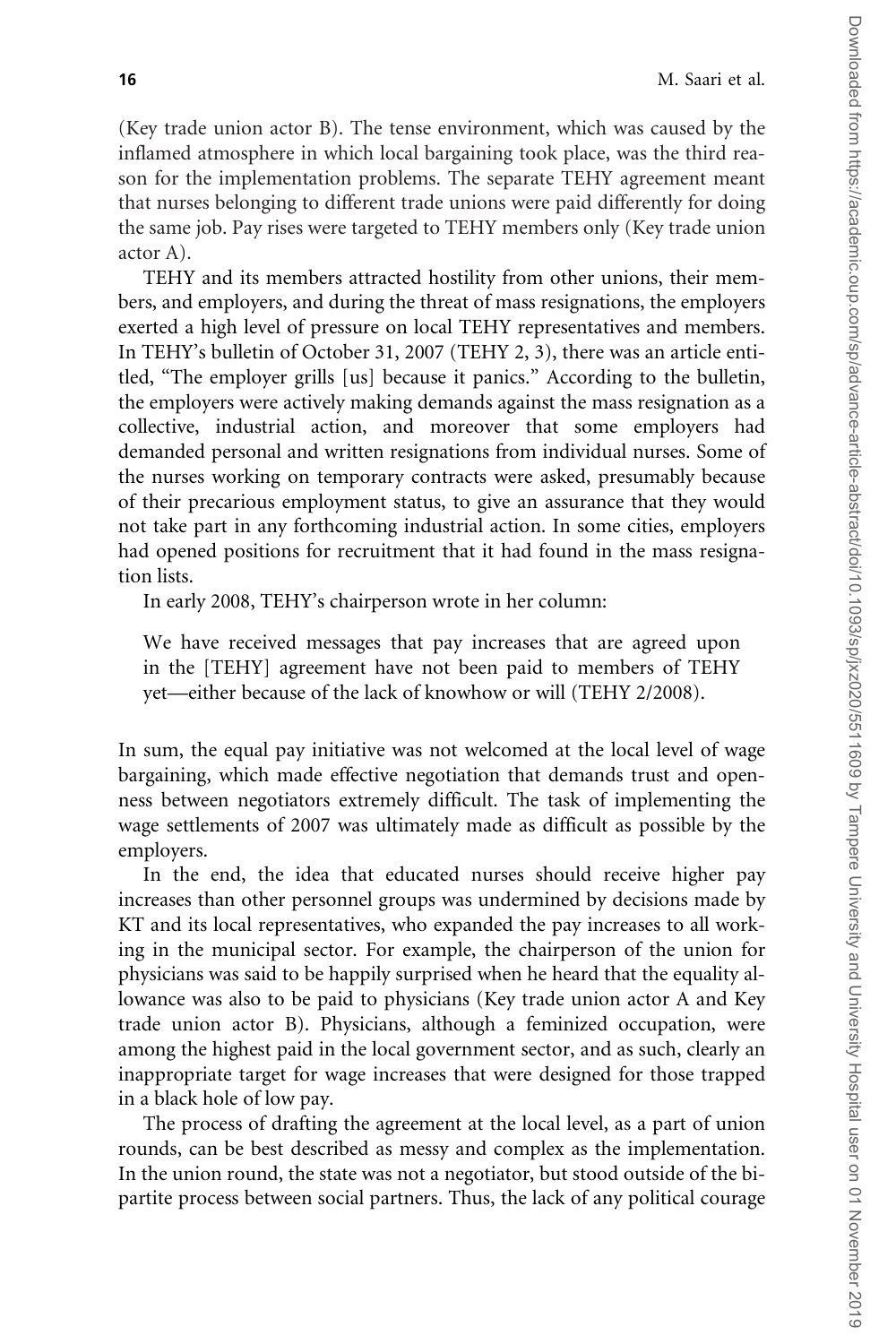(Key trade union actor B). The tense environment, which was caused by the inflamed atmosphere in which local bargaining took place, was the third reason for the implementation problems. The separate TEHY agreement meant that nurses belonging to different trade unions were paid differently for doing the same job. Pay rises were targeted to TEHY members only (Key trade union actor A).

TEHY and its members attracted hostility from other unions, their members, and employers, and during the threat of mass resignations, the employers exerted a high level of pressure on local TEHY representatives and members. In TEHY's bulletin of October 31, 2007 (TEHY 2, 3), there was an article entitled, "The employer grills [us] because it panics." According to the bulletin, the employers were actively making demands against the mass resignation as a collective, industrial action, and moreover that some employers had demanded personal and written resignations from individual nurses. Some of the nurses working on temporary contracts were asked, presumably because of their precarious employment status, to give an assurance that they would not take part in any forthcoming industrial action. In some cities, employers had opened positions for recruitment that it had found in the mass resignation lists.

In early 2008, TEHY's chairperson wrote in her column:

> We have received messages that pay increases that are agreed upon in the [TEHY] agreement have not been paid to members of TEHY yet—either because of the lack of knowhow or will (TEHY 2/2008).

In sum, the equal pay initiative was not welcomed at the local level of wage bargaining, which made effective negotiation that demands trust and openness between negotiators extremely difficult. The task of implementing the wage settlements of 2007 was ultimately made as difficult as possible by the employers.

In the end, the idea that educated nurses should receive higher pay increases than other personnel groups was undermined by decisions made by KT and its local representatives, who expanded the pay increases to all working in the municipal sector. For example, the chairperson of the union for physicians was said to be happily surprised when he heard that the equality allowance was also to be paid to physicians (Key trade union actor A and Key trade union actor B). Physicians, although a feminized occupation, were among the highest paid in the local government sector, and as such, clearly an inappropriate target for wage increases that were designed for those trapped in a black hole of low pay.

The process of drafting the agreement at the local level, as a part of union rounds, can be best described as messy and complex as the implementation. In the union round, the state was not a negotiator, but stood outside of the bipartite process between social partners. Thus, the lack of any political courage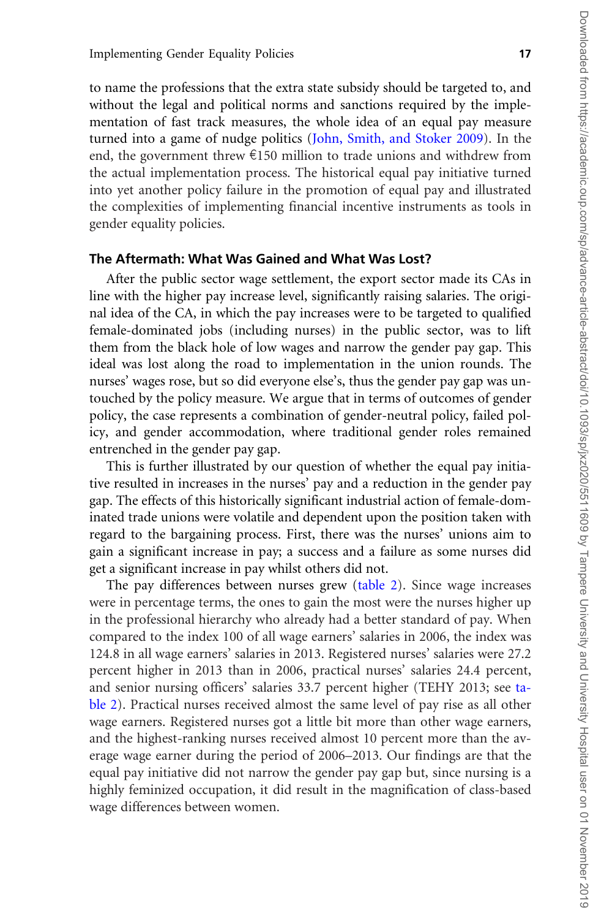to name the professions that the extra state subsidy should be targeted to, and without the legal and political norms and sanctions required by the implementation of fast track measures, the whole idea of an equal pay measure turned into a game of nudge politics (John, Smith, and Stoker 2009). In the end, the government threw €150 million to trade unions and withdrew from the actual implementation process. The historical equal pay initiative turned into yet another policy failure in the promotion of equal pay and illustrated the complexities of implementing financial incentive instruments as tools in gender equality policies.

## The Aftermath: What Was Gained and What Was Lost?

After the public sector wage settlement, the export sector made its CAs in line with the higher pay increase level, significantly raising salaries. The original idea of the CA, in which the pay increases were to be targeted to qualified female-dominated jobs (including nurses) in the public sector, was to lift them from the black hole of low wages and narrow the gender pay gap. This ideal was lost along the road to implementation in the union rounds. The nurses' wages rose, but so did everyone else's, thus the gender pay gap was untouched by the policy measure. We argue that in terms of outcomes of gender policy, the case represents a combination of gender-neutral policy, failed policy, and gender accommodation, where traditional gender roles remained entrenched in the gender pay gap.

This is further illustrated by our question of whether the equal pay initiative resulted in increases in the nurses' pay and a reduction in the gender pay gap. The effects of this historically significant industrial action of female-dominated trade unions were volatile and dependent upon the position taken with regard to the bargaining process. First, there was the nurses' unions aim to gain a significant increase in pay; a success and a failure as some nurses did get a significant increase in pay whilst others did not.

The pay differences between nurses grew (table 2). Since wage increases were in percentage terms, the ones to gain the most were the nurses higher up in the professional hierarchy who already had a better standard of pay. When compared to the index 100 of all wage earners' salaries in 2006, the index was 124.8 in all wage earners' salaries in 2013. Registered nurses' salaries were 27.2 percent higher in 2013 than in 2006, practical nurses' salaries 24.4 percent, and senior nursing officers' salaries 33.7 percent higher (TEHY 2013; see table 2). Practical nurses received almost the same level of pay rise as all other wage earners. Registered nurses got a little bit more than other wage earners, and the highest-ranking nurses received almost 10 percent more than the average wage earner during the period of 2006–2013. Our findings are that the equal pay initiative did not narrow the gender pay gap but, since nursing is a highly feminized occupation, it did result in the magnification of class-based wage differences between women.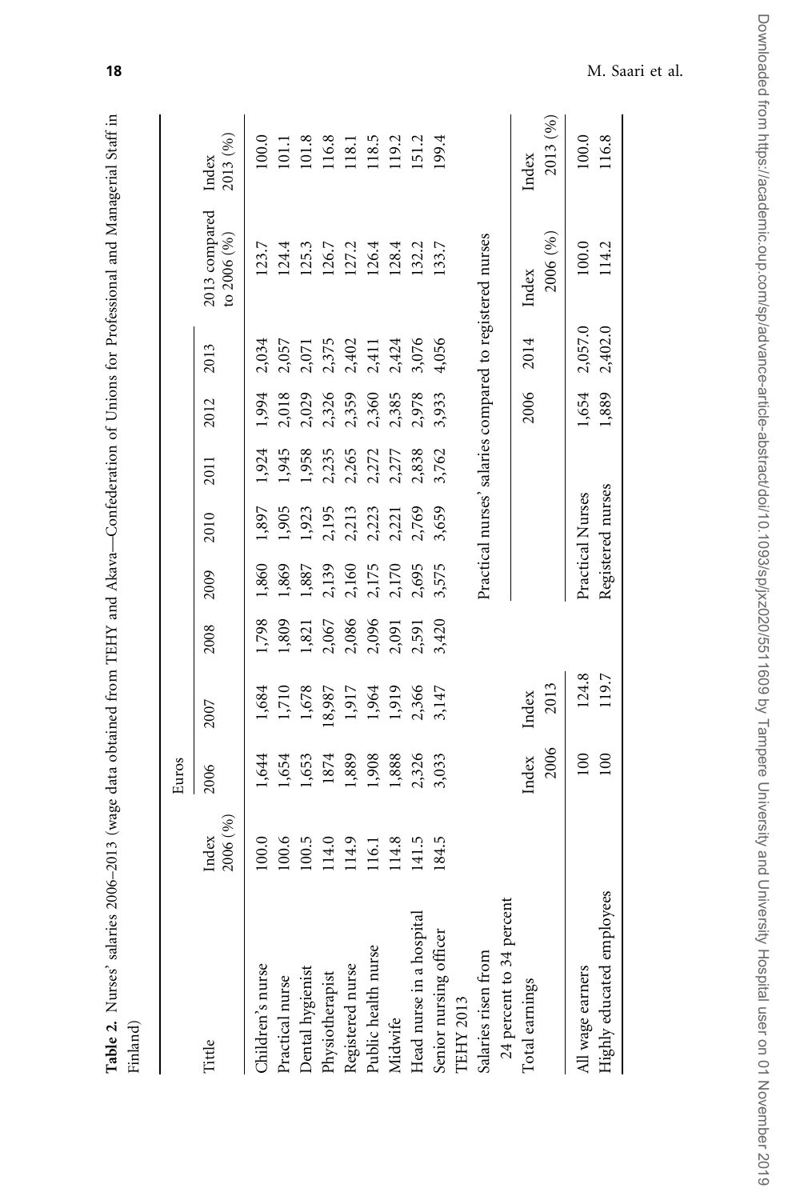**Table 2.** Nurses' salaries 2006–2013 (wage data obtained from TEHY and Akava—Confederation of Unions for Professional and Managerial Staff in Finland)

| Title | Index 2006 (%) | Euros 2006 | 2007 | 2008 | 2009 | 2010 | 2011 | 2012 | 2013 | 2013 compared to 2006 (%) | Index 2013 (%) |
|---|---|---|---|---|---|---|---|---|---|---|---|
| Children's nurse | 100.0 | 1,644 | 1,684 | 1,798 | 1,860 | 1,897 | 1,924 | 1,994 | 2,034 | 123.7 | 100.0 |
| Practical nurse | 100.6 | 1,654 | 1,710 | 1,809 | 1,869 | 1,905 | 1,945 | 2,018 | 2,057 | 124.4 | 101.1 |
| Dental hygienist | 100.5 | 1,653 | 1,678 | 1,821 | 1,887 | 1,923 | 1,958 | 2,029 | 2,071 | 125.3 | 101.8 |
| Physiotherapist | 114.0 | 1874 | 18,987 | 2,067 | 2,139 | 2,195 | 2,235 | 2,326 | 2,375 | 126.7 | 116.8 |
| Registered nurse | 114.9 | 1,889 | 1,917 | 2,086 | 2,160 | 2,213 | 2,265 | 2,359 | 2,402 | 127.2 | 118.1 |
| Public health nurse | 116.1 | 1,908 | 1,964 | 2,096 | 2,175 | 2,223 | 2,272 | 2,360 | 2,411 | 126.4 | 118.5 |
| Midwife | 114.8 | 1,888 | 1,919 | 2,091 | 2,170 | 2,221 | 2,277 | 2,385 | 2,424 | 128.4 | 119.2 |
| Head nurse in a hospital | 141.5 | 2,326 | 2,366 | 2,591 | 2,695 | 2,769 | 2,838 | 2,978 | 3,076 | 132.2 | 151.2 |
| Senior nursing officer | 184.5 | 3,033 | 3,147 | 3,420 | 3,575 | 3,659 | 3,762 | 3,933 | 4,056 | 133.7 | 199.4 |
| TEHY 2013 | | | | | | | | | | | |
| Salaries risen from 24 percent to 34 percent | | | | Practical nurses' salaries compared to registered nurses | | | | | | | |
| Total earnings | | Index 2006 | Index 2013 | | | | | 2006 | 2014 | Index 2006 (%) | Index 2013 (%) |
| All wage earners | | 100 | 124.8 | Practical Nurses | | | | 1,654 | 2,057.0 | 100.0 | 100.0 |
| Highly educated employees | | 100 | 119.7 | Registered nurses | | | | 1,889 | 2,402.0 | 114.2 | 116.8 |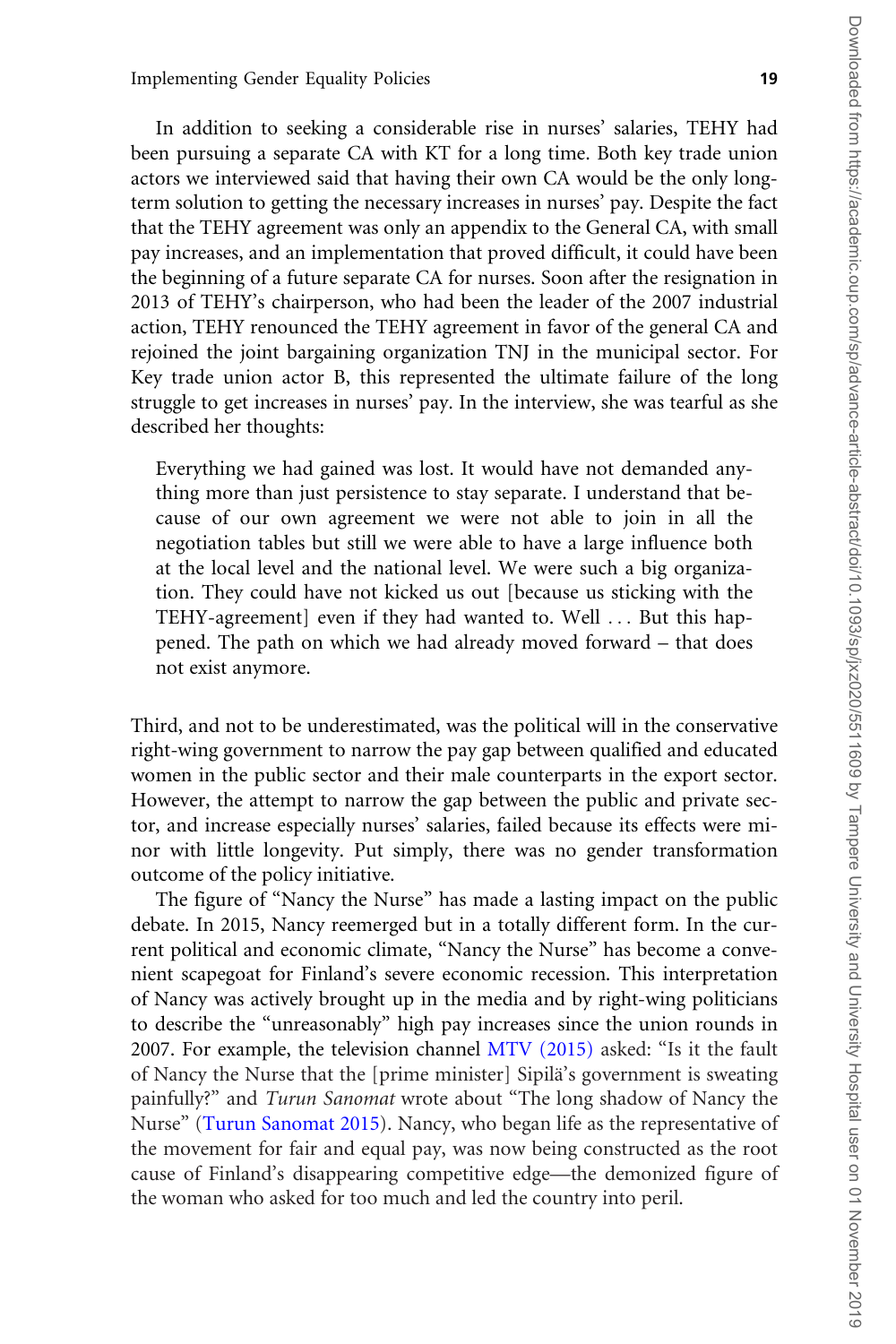In addition to seeking a considerable rise in nurses' salaries, TEHY had been pursuing a separate CA with KT for a long time. Both key trade union actors we interviewed said that having their own CA would be the only long-term solution to getting the necessary increases in nurses' pay. Despite the fact that the TEHY agreement was only an appendix to the General CA, with small pay increases, and an implementation that proved difficult, it could have been the beginning of a future separate CA for nurses. Soon after the resignation in 2013 of TEHY's chairperson, who had been the leader of the 2007 industrial action, TEHY renounced the TEHY agreement in favor of the general CA and rejoined the joint bargaining organization TNJ in the municipal sector. For Key trade union actor B, this represented the ultimate failure of the long struggle to get increases in nurses' pay. In the interview, she was tearful as she described her thoughts:

> Everything we had gained was lost. It would have not demanded anything more than just persistence to stay separate. I understand that because of our own agreement we were not able to join in all the negotiation tables but still we were able to have a large influence both at the local level and the national level. We were such a big organization. They could have not kicked us out [because us sticking with the TEHY-agreement] even if they had wanted to. Well ... But this happened. The path on which we had already moved forward – that does not exist anymore.

Third, and not to be underestimated, was the political will in the conservative right-wing government to narrow the pay gap between qualified and educated women in the public sector and their male counterparts in the export sector. However, the attempt to narrow the gap between the public and private sector, and increase especially nurses' salaries, failed because its effects were minor with little longevity. Put simply, there was no gender transformation outcome of the policy initiative.

The figure of "Nancy the Nurse" has made a lasting impact on the public debate. In 2015, Nancy reemerged but in a totally different form. In the current political and economic climate, "Nancy the Nurse" has become a convenient scapegoat for Finland's severe economic recession. This interpretation of Nancy was actively brought up in the media and by right-wing politicians to describe the "unreasonably" high pay increases since the union rounds in 2007. For example, the television channel MTV (2015) asked: "Is it the fault of Nancy the Nurse that the [prime minister] Sipilä's government is sweating painfully?" and *Turun Sanomat* wrote about "The long shadow of Nancy the Nurse" (Turun Sanomat 2015). Nancy, who began life as the representative of the movement for fair and equal pay, was now being constructed as the root cause of Finland's disappearing competitive edge—the demonized figure of the woman who asked for too much and led the country into peril.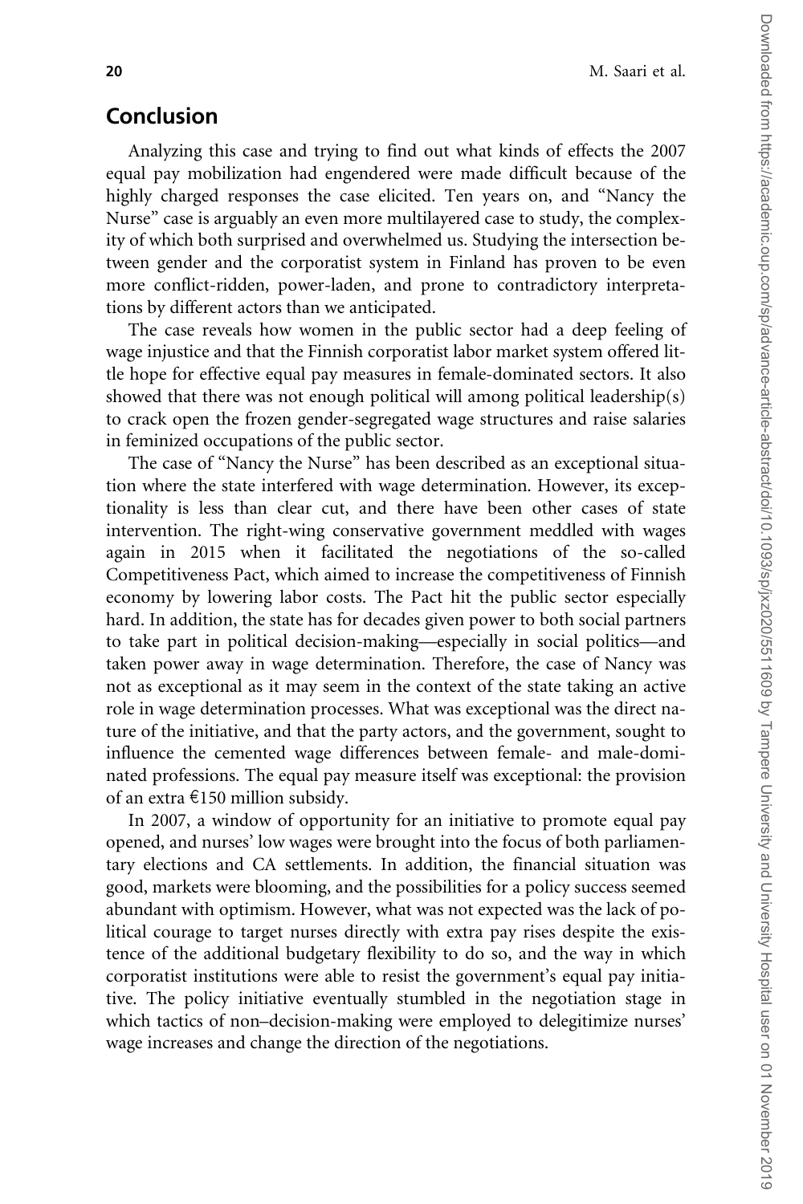## Conclusion

Analyzing this case and trying to find out what kinds of effects the 2007 equal pay mobilization had engendered were made difficult because of the highly charged responses the case elicited. Ten years on, and "Nancy the Nurse" case is arguably an even more multilayered case to study, the complexity of which both surprised and overwhelmed us. Studying the intersection between gender and the corporatist system in Finland has proven to be even more conflict-ridden, power-laden, and prone to contradictory interpretations by different actors than we anticipated.

The case reveals how women in the public sector had a deep feeling of wage injustice and that the Finnish corporatist labor market system offered little hope for effective equal pay measures in female-dominated sectors. It also showed that there was not enough political will among political leadership(s) to crack open the frozen gender-segregated wage structures and raise salaries in feminized occupations of the public sector.

The case of "Nancy the Nurse" has been described as an exceptional situation where the state interfered with wage determination. However, its exceptionality is less than clear cut, and there have been other cases of state intervention. The right-wing conservative government meddled with wages again in 2015 when it facilitated the negotiations of the so-called Competitiveness Pact, which aimed to increase the competitiveness of Finnish economy by lowering labor costs. The Pact hit the public sector especially hard. In addition, the state has for decades given power to both social partners to take part in political decision-making—especially in social politics—and taken power away in wage determination. Therefore, the case of Nancy was not as exceptional as it may seem in the context of the state taking an active role in wage determination processes. What was exceptional was the direct nature of the initiative, and that the party actors, and the government, sought to influence the cemented wage differences between female- and male-dominated professions. The equal pay measure itself was exceptional: the provision of an extra €150 million subsidy.

In 2007, a window of opportunity for an initiative to promote equal pay opened, and nurses' low wages were brought into the focus of both parliamentary elections and CA settlements. In addition, the financial situation was good, markets were blooming, and the possibilities for a policy success seemed abundant with optimism. However, what was not expected was the lack of political courage to target nurses directly with extra pay rises despite the existence of the additional budgetary flexibility to do so, and the way in which corporatist institutions were able to resist the government's equal pay initiative. The policy initiative eventually stumbled in the negotiation stage in which tactics of non–decision-making were employed to delegitimize nurses' wage increases and change the direction of the negotiations.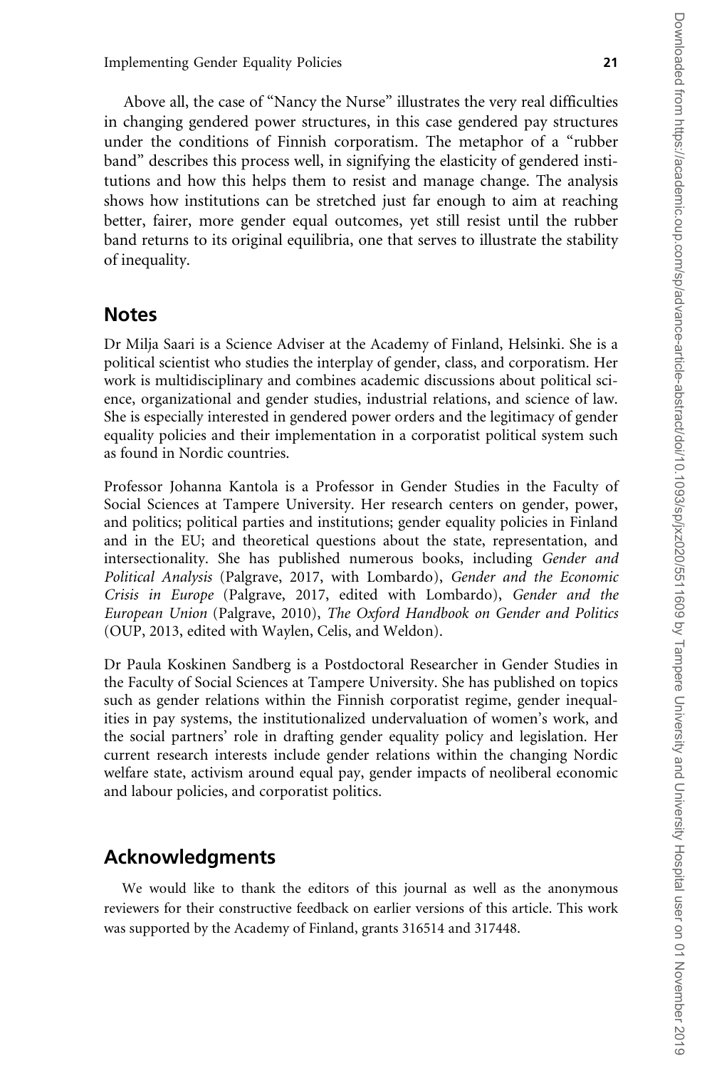Above all, the case of "Nancy the Nurse" illustrates the very real difficulties in changing gendered power structures, in this case gendered pay structures under the conditions of Finnish corporatism. The metaphor of a "rubber band" describes this process well, in signifying the elasticity of gendered institutions and how this helps them to resist and manage change. The analysis shows how institutions can be stretched just far enough to aim at reaching better, fairer, more gender equal outcomes, yet still resist until the rubber band returns to its original equilibria, one that serves to illustrate the stability of inequality.

## Notes

Dr Milja Saari is a Science Adviser at the Academy of Finland, Helsinki. She is a political scientist who studies the interplay of gender, class, and corporatism. Her work is multidisciplinary and combines academic discussions about political science, organizational and gender studies, industrial relations, and science of law. She is especially interested in gendered power orders and the legitimacy of gender equality policies and their implementation in a corporatist political system such as found in Nordic countries.

Professor Johanna Kantola is a Professor in Gender Studies in the Faculty of Social Sciences at Tampere University. Her research centers on gender, power, and politics; political parties and institutions; gender equality policies in Finland and in the EU; and theoretical questions about the state, representation, and intersectionality. She has published numerous books, including *Gender and Political Analysis* (Palgrave, 2017, with Lombardo), *Gender and the Economic Crisis in Europe* (Palgrave, 2017, edited with Lombardo), *Gender and the European Union* (Palgrave, 2010), *The Oxford Handbook on Gender and Politics* (OUP, 2013, edited with Waylen, Celis, and Weldon).

Dr Paula Koskinen Sandberg is a Postdoctoral Researcher in Gender Studies in the Faculty of Social Sciences at Tampere University. She has published on topics such as gender relations within the Finnish corporatist regime, gender inequalities in pay systems, the institutionalized undervaluation of women's work, and the social partners' role in drafting gender equality policy and legislation. Her current research interests include gender relations within the changing Nordic welfare state, activism around equal pay, gender impacts of neoliberal economic and labour policies, and corporatist politics.

## Acknowledgments

We would like to thank the editors of this journal as well as the anonymous reviewers for their constructive feedback on earlier versions of this article. This work was supported by the Academy of Finland, grants 316514 and 317448.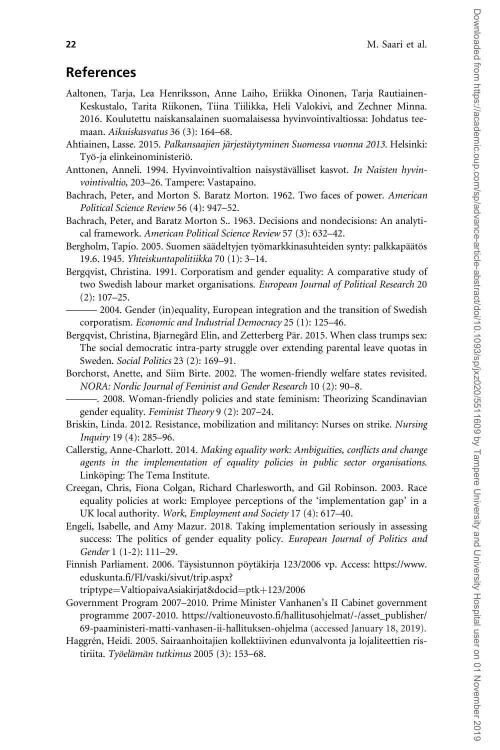## References

Aaltonen, Tarja, Lea Henriksson, Anne Laiho, Eriikka Oinonen, Tarja Rautiainen-Keskustalo, Tarita Riikonen, Tiina Tiilikka, Heli Valokivi, and Zechner Minna. 2016. Koulutettu naiskansalainen suomalaisessa hyvinvointivaltiossa: Johdatus teemaan. *Aikuiskasvatus* 36 (3): 164–68.

Ahtiainen, Lasse. 2015. *Palkansaajien järjestäytyminen Suomessa vuonna 2013*. Helsinki: Työ-ja elinkeinoministeriö.

Anttonen, Anneli. 1994. Hyvinvointivaltion naisystävälliset kasvot. *In Naisten hyvinvointivaltio*, 203–26. Tampere: Vastapaino.

Bachrach, Peter, and Morton S. Baratz Morton. 1962. Two faces of power. *American Political Science Review* 56 (4): 947–52.

Bachrach, Peter, and Baratz Morton S.. 1963. Decisions and nondecisions: An analytical framework. *American Political Science Review* 57 (3): 632–42.

Bergholm, Tapio. 2005. Suomen säädeltyjen työmarkkinasuhteiden synty: palkkapäätös 19.6. 1945. *Yhteiskuntapolitiikka* 70 (1): 3–14.

Bergqvist, Christina. 1991. Corporatism and gender equality: A comparative study of two Swedish labour market organisations. *European Journal of Political Research* 20 (2): 107–25.

——— 2004. Gender (in)equality, European integration and the transition of Swedish corporatism. *Economic and Industrial Democracy* 25 (1): 125–46.

Bergqvist, Christina, Bjarnegård Elin, and Zetterberg Pär. 2015. When class trumps sex: The social democratic intra-party struggle over extending parental leave quotas in Sweden. *Social Politics* 23 (2): 169–91.

Borchorst, Anette, and Siim Birte. 2002. The women-friendly welfare states revisited. *NORA: Nordic Journal of Feminist and Gender Research* 10 (2): 90–8.

———. 2008. Woman-friendly policies and state feminism: Theorizing Scandinavian gender equality. *Feminist Theory* 9 (2): 207–24.

Briskin, Linda. 2012. Resistance, mobilization and militancy: Nurses on strike. *Nursing Inquiry* 19 (4): 285–96.

Callerstig, Anne-Charlott. 2014. *Making equality work: Ambiguities, conflicts and change agents in the implementation of equality policies in public sector organisations*. Linköping: The Tema Institute.

Creegan, Chris, Fiona Colgan, Richard Charlesworth, and Gil Robinson. 2003. Race equality policies at work: Employee perceptions of the 'implementation gap' in a UK local authority. *Work, Employment and Society* 17 (4): 617–40.

Engeli, Isabelle, and Amy Mazur. 2018. Taking implementation seriously in assessing success: The politics of gender equality policy. *European Journal of Politics and Gender* 1 (1-2): 111–29.

Finnish Parliament. 2006. Täysistunnon pöytäkirja 123/2006 vp. Access: https://www.eduskunta.fi/FI/vaski/sivut/trip.aspx?triptype=ValtiopaivaAsiakirjat&docid=ptk+123/2006

Government Program 2007–2010. Prime Minister Vanhanen's II Cabinet government programme 2007-2010. https://valtioneuvosto.fi/hallitusohjelmat/-/asset_publisher/69-paaministeri-matti-vanhasen-ii-hallituksen-ohjelma (accessed January 18, 2019).

Haggrén, Heidi. 2005. Sairaanhoitajien kollektiivinen edunvalvonta ja lojaliteettien ristiriita. *Työelämän tutkimus* 2005 (3): 153–68.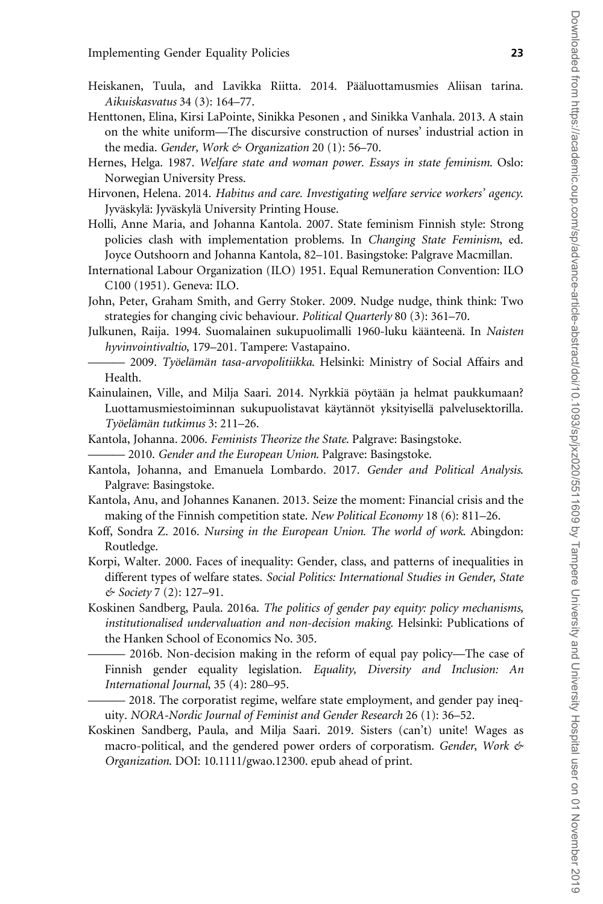Heiskanen, Tuula, and Lavikka Riitta. 2014. Pääluottamusmies Aliisan tarina. *Aikuiskasvatus* 34 (3): 164–77.

Henttonen, Elina, Kirsi LaPointe, Sinikka Pesonen , and Sinikka Vanhala. 2013. A stain on the white uniform—The discursive construction of nurses' industrial action in the media. *Gender, Work & Organization* 20 (1): 56–70.

Hernes, Helga. 1987. *Welfare state and woman power. Essays in state feminism*. Oslo: Norwegian University Press.

Hirvonen, Helena. 2014. *Habitus and care. Investigating welfare service workers' agency*. Jyväskylä: Jyväskylä University Printing House.

Holli, Anne Maria, and Johanna Kantola. 2007. State feminism Finnish style: Strong policies clash with implementation problems. In *Changing State Feminism*, ed. Joyce Outshoorn and Johanna Kantola, 82–101. Basingstoke: Palgrave Macmillan.

International Labour Organization (ILO) 1951. Equal Remuneration Convention: ILO C100 (1951). Geneva: ILO.

John, Peter, Graham Smith, and Gerry Stoker. 2009. Nudge nudge, think think: Two strategies for changing civic behaviour. *Political Quarterly* 80 (3): 361–70.

Julkunen, Raija. 1994. Suomalainen sukupuolimalli 1960-luku käänteenä. In *Naisten hyvinvointivaltio*, 179–201. Tampere: Vastapaino.

——— 2009. *Työelämän tasa-arvopolitiikka*. Helsinki: Ministry of Social Affairs and Health.

Kainulainen, Ville, and Milja Saari. 2014. Nyrkkiä pöytään ja helmat paukkumaan? Luottamusmiestoiminnan sukupuolistavat käytännöt yksityisellä palvelusektorilla. *Työelämän tutkimus* 3: 211–26.

Kantola, Johanna. 2006. *Feminists Theorize the State*. Palgrave: Basingstoke.

——— 2010. *Gender and the European Union*. Palgrave: Basingstoke.

Kantola, Johanna, and Emanuela Lombardo. 2017. *Gender and Political Analysis*. Palgrave: Basingstoke.

Kantola, Anu, and Johannes Kananen. 2013. Seize the moment: Financial crisis and the making of the Finnish competition state. *New Political Economy* 18 (6): 811–26.

Koff, Sondra Z. 2016. *Nursing in the European Union. The world of work*. Abingdon: Routledge.

Korpi, Walter. 2000. Faces of inequality: Gender, class, and patterns of inequalities in different types of welfare states. *Social Politics: International Studies in Gender, State & Society* 7 (2): 127–91.

Koskinen Sandberg, Paula. 2016a. *The politics of gender pay equity: policy mechanisms, institutionalised undervaluation and non-decision making*. Helsinki: Publications of the Hanken School of Economics No. 305.

——— 2016b. Non-decision making in the reform of equal pay policy—The case of Finnish gender equality legislation. *Equality, Diversity and Inclusion: An International Journal*, 35 (4): 280–95.

——— 2018. The corporatist regime, welfare state employment, and gender pay inequity. *NORA-Nordic Journal of Feminist and Gender Research* 26 (1): 36–52.

Koskinen Sandberg, Paula, and Milja Saari. 2019. Sisters (can't) unite! Wages as macro-political, and the gendered power orders of corporatism. *Gender, Work & Organization*. DOI: 10.1111/gwao.12300. epub ahead of print.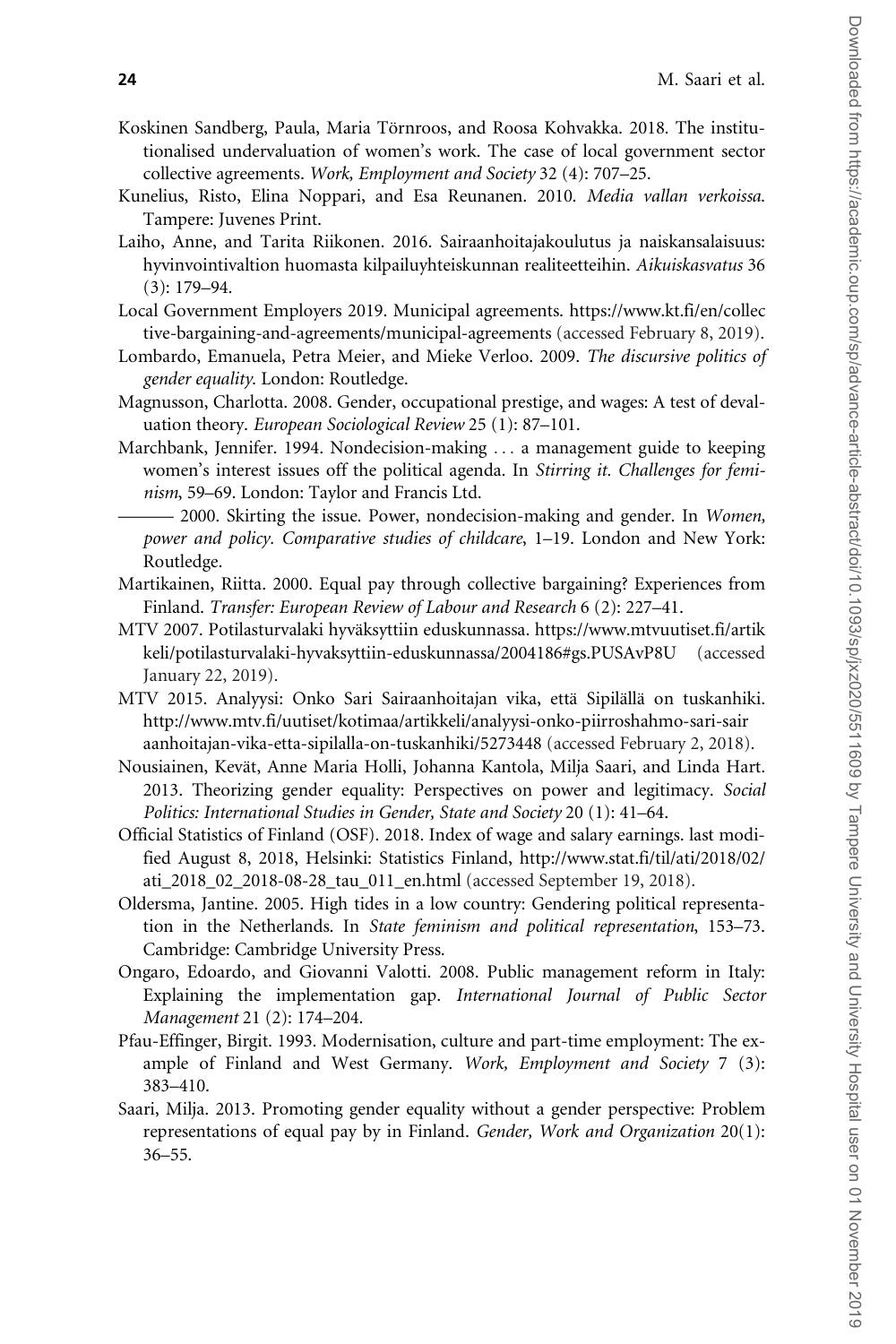Koskinen Sandberg, Paula, Maria Törnroos, and Roosa Kohvakka. 2018. The institutionalised undervaluation of women's work. The case of local government sector collective agreements. *Work, Employment and Society* 32 (4): 707–25.

Kunelius, Risto, Elina Noppari, and Esa Reunanen. 2010. *Media vallan verkoissa.* Tampere: Juvenes Print.

Laiho, Anne, and Tarita Riikonen. 2016. Sairaanhoitajakoulutus ja naiskansalaisuus: hyvinvointivaltion huomasta kilpailuyhteiskunnan realiteetteihin. *Aikuiskasvatus* 36 (3): 179–94.

Local Government Employers 2019. Municipal agreements. https://www.kt.fi/en/collective-bargaining-and-agreements/municipal-agreements (accessed February 8, 2019).

Lombardo, Emanuela, Petra Meier, and Mieke Verloo. 2009. *The discursive politics of gender equality.* London: Routledge.

Magnusson, Charlotta. 2008. Gender, occupational prestige, and wages: A test of devaluation theory. *European Sociological Review* 25 (1): 87–101.

Marchbank, Jennifer. 1994. Nondecision-making ... a management guide to keeping women's interest issues off the political agenda. In *Stirring it. Challenges for feminism*, 59–69. London: Taylor and Francis Ltd.

——— 2000. Skirting the issue. Power, nondecision-making and gender. In *Women, power and policy. Comparative studies of childcare*, 1–19. London and New York: Routledge.

Martikainen, Riitta. 2000. Equal pay through collective bargaining? Experiences from Finland. *Transfer: European Review of Labour and Research* 6 (2): 227–41.

MTV 2007. Potilasturvalaki hyväksyttiin eduskunnassa. https://www.mtvuutiset.fi/artikkeli/potilasturvalaki-hyvaksyttiin-eduskunnassa/2004186#gs.PUSAvP8U (accessed January 22, 2019).

MTV 2015. Analyysi: Onko Sari Sairaanhoitajan vika, että Sipilällä on tuskanhiki. http://www.mtv.fi/uutiset/kotimaa/artikkeli/analyysi-onko-piirroshahmo-sari-sairaanhoitajan-vika-etta-sipilalla-on-tuskanhiki/5273448 (accessed February 2, 2018).

Nousiainen, Kevät, Anne Maria Holli, Johanna Kantola, Milja Saari, and Linda Hart. 2013. Theorizing gender equality: Perspectives on power and legitimacy. *Social Politics: International Studies in Gender, State and Society* 20 (1): 41–64.

Official Statistics of Finland (OSF). 2018. Index of wage and salary earnings. last modified August 8, 2018, Helsinki: Statistics Finland, http://www.stat.fi/til/ati/2018/02/ati_2018_02_2018-08-28_tau_011_en.html (accessed September 19, 2018).

Oldersma, Jantine. 2005. High tides in a low country: Gendering political representation in the Netherlands. In *State feminism and political representation*, 153–73. Cambridge: Cambridge University Press.

Ongaro, Edoardo, and Giovanni Valotti. 2008. Public management reform in Italy: Explaining the implementation gap. *International Journal of Public Sector Management* 21 (2): 174–204.

Pfau-Effinger, Birgit. 1993. Modernisation, culture and part-time employment: The example of Finland and West Germany. *Work, Employment and Society* 7 (3): 383–410.

Saari, Milja. 2013. Promoting gender equality without a gender perspective: Problem representations of equal pay by in Finland. *Gender, Work and Organization* 20(1): 36–55.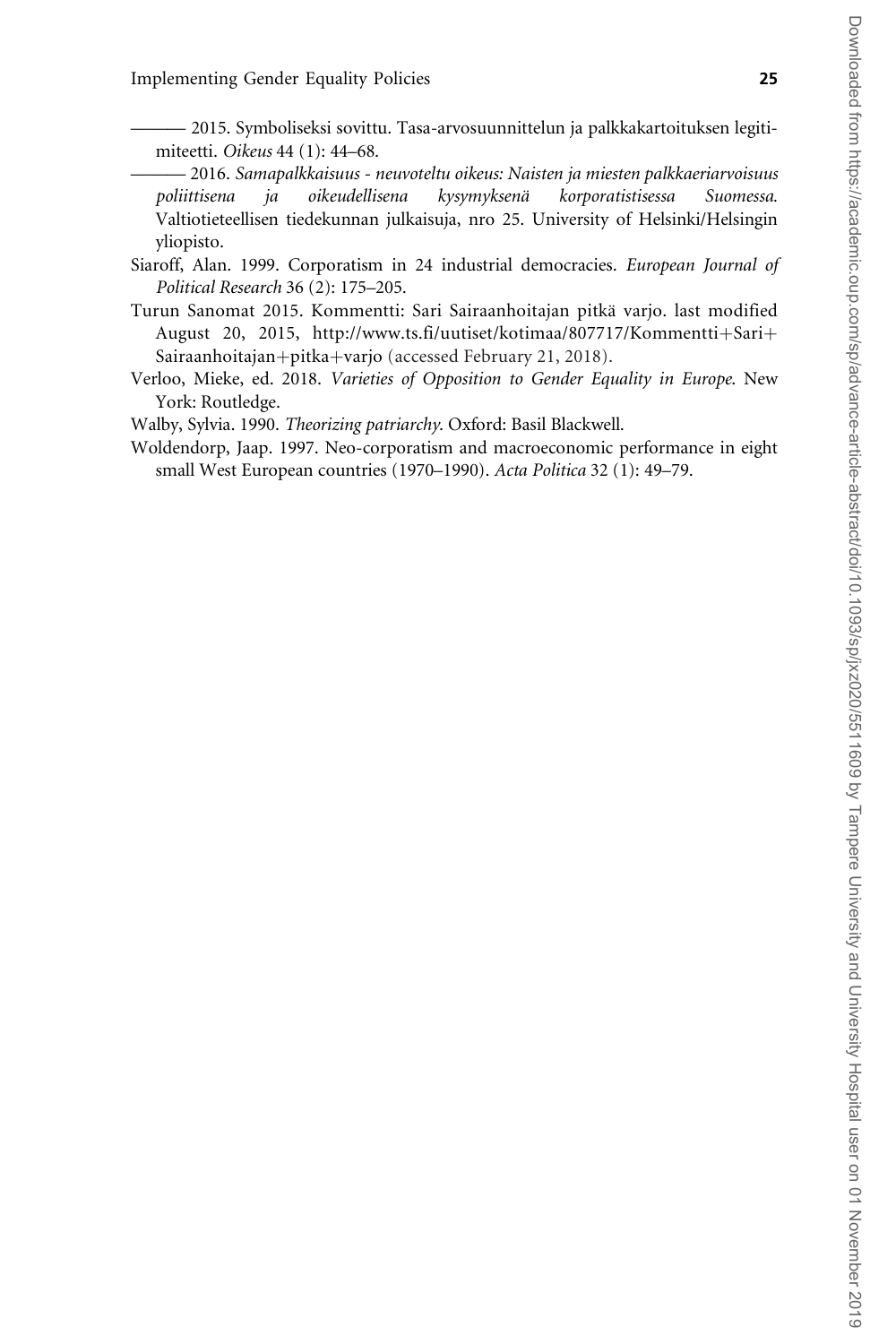——— 2015. Symboliseksi sovittu. Tasa-arvosuunnittelun ja palkkakartoituksen legitimiteetti. *Oikeus* 44 (1): 44–68.

——— 2016. *Samapalkkaisuus - neuvoteltu oikeus: Naisten ja miesten palkkaeriarvoisuus poliittisena ja oikeudellisena kysymyksenä korporatistisessa Suomessa.* Valtiotieteellisen tiedekunnan julkaisuja, nro 25. University of Helsinki/Helsingin yliopisto.

Siaroff, Alan. 1999. Corporatism in 24 industrial democracies. *European Journal of Political Research* 36 (2): 175–205.

Turun Sanomat 2015. Kommentti: Sari Sairaanhoitajan pitkä varjo. last modified August 20, 2015, http://www.ts.fi/uutiset/kotimaa/807717/Kommentti+Sari+Sairaanhoitajan+pitka+varjo (accessed February 21, 2018).

Verloo, Mieke, ed. 2018. *Varieties of Opposition to Gender Equality in Europe*. New York: Routledge.

Walby, Sylvia. 1990. *Theorizing patriarchy*. Oxford: Basil Blackwell.

Woldendorp, Jaap. 1997. Neo-corporatism and macroeconomic performance in eight small West European countries (1970–1990). *Acta Politica* 32 (1): 49–79.